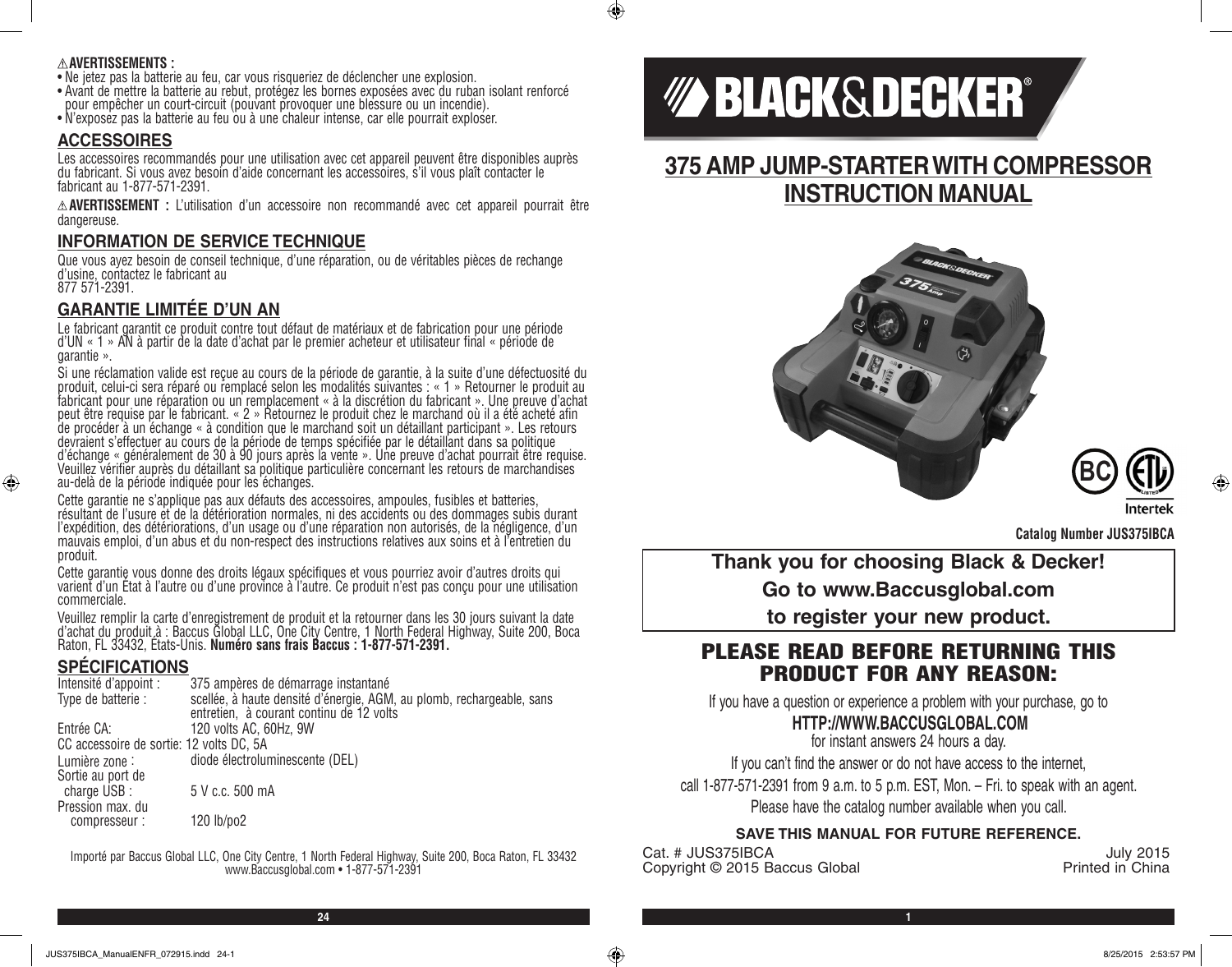⚠**AVERTISSEMENTS :**

- Ne jetez pas la batterie au feu, car vous risqueriez de déclencher une explosion.
- Avant de mettre la batterie au rebut, protégez les bornes exposées avec du ruban isolant renforcé pour empêcher un court-circuit (pouvant provoquer une blessure ou un incendie).
- N'exposez pas la batterie au feu ou à une chaleur intense, car elle pourrait exploser.

## ACCESSOIRES

Les accessoires recommandés pour une utilisation avec cet appareil peuvent être disponibles auprès du fabricant. Si vous avez besoin d'aide concernant les accessoires, s'il vous plaît contacter le fabricant au 1-877-571-2391.

⚠**AVERTISSEMENT :** L'utilisation d'un accessoire non recommandé avec cet appareil pourrait être dangereuse.

## INFORMATION DE SERVICE TECHNIQUE

Que vous ayez besoin de conseil technique, d'une réparation, ou de véritables pièces de rechange d'usine, contactez le fabricant au
877 571-2391.

## GARANTIE LIMITÉE D'UN AN

Le fabricant garantit ce produit contre tout défaut de matériaux et de fabrication pour une période d'UN « 1 » AN à partir de la date d'achat par le premier acheteur et utilisateur final « période de garantie ».

Si une réclamation valide est reçue au cours de la période de garantie, à la suite d'une défectuosité du produit, celui-ci sera réparé ou remplacé selon les modalités suivantes : « 1 » Retourner le produit au fabricant pour une réparation ou un remplacement « à la discrétion du fabricant ». Une preuve d'achat peut être requise par le fabricant. « 2 » Retournez le produit chez le marchand où il a été acheté afin de procéder à un échange « à condition que le marchand soit un détaillant participant ». Les retours devraient s'effectuer au cours de la période de temps spécifiée par le détaillant dans sa politique d'échange « généralement de 30 à 90 jours après la vente ». Une preuve d'achat pourrait être requise. Veuillez vérifier auprès du détaillant sa politique particulière concernant les retours de marchandises au-delà de la période indiquée pour les échanges.

Cette garantie ne s'applique pas aux défauts des accessoires, ampoules, fusibles et batteries, résultant de l'usure et de la détérioration normales, ni des accidents ou des dommages subis durant l'expédition, des détériorations, d'un usage ou d'une réparation non autorisés, de la négligence, d'un mauvais emploi, d'un abus et du non-respect des instructions relatives aux soins et à l'entretien du produit.

Cette garantie vous donne des droits légaux spécifiques et vous pourriez avoir d'autres droits qui varient d'un État à l'autre ou d'une province à l'autre. Ce produit n'est pas conçu pour une utilisation commerciale.

Veuillez remplir la carte d'enregistrement de produit et la retourner dans les 30 jours suivant la date d'achat du produit à : Baccus Global LLC, One City Centre, 1 North Federal Highway, Suite 200, Boca Raton, FL 33432, États-Unis. **Numéro sans frais Baccus : 1-877-571-2391.**

## SPÉCIFICATIONS

| | |
|---|---|
| Intensité d'appoint : | 375 ampères de démarrage instantané |
| Type de batterie : | scellée, à haute densité d'énergie, AGM, au plomb, rechargeable, sans entretien, à courant continu de 12 volts |
| Entrée CA: | 120 volts AC, 60Hz, 9W |
| CC accessoire de sortie: | 12 volts DC, 5A |
| Lumière zone : | diode électroluminescente (DEL) |
| Sortie au port de charge USB : | 5 V c.c. 500 mA |
| Pression max. du compresseur : | 120 lb/po2 |

Importé par Baccus Global LLC, One City Centre, 1 North Federal Highway, Suite 200, Boca Raton, FL 33432
www.Baccusglobal.com • 1-877-571-2391

# BLACK&DECKER®

# 375 AMP JUMP-STARTER WITH COMPRESSOR INSTRUCTION MANUAL

BC ETL LISTED Intertek

**Catalog Number JUS375IBCA**

**Thank you for choosing Black & Decker!**
**Go to www.Baccusglobal.com**
**to register your new product.**

## PLEASE READ BEFORE RETURNING THIS PRODUCT FOR ANY REASON:

If you have a question or experience a problem with your purchase, go to

**HTTP://WWW.BACCUSGLOBAL.COM**

for instant answers 24 hours a day.

If you can't find the answer or do not have access to the internet,
call 1-877-571-2391 from 9 a.m. to 5 p.m. EST, Mon. – Fri. to speak with an agent.
Please have the catalog number available when you call.

**SAVE THIS MANUAL FOR FUTURE REFERENCE.**

Cat. # JUS375IBCA — July 2015
Copyright © 2015 Baccus Global — Printed in China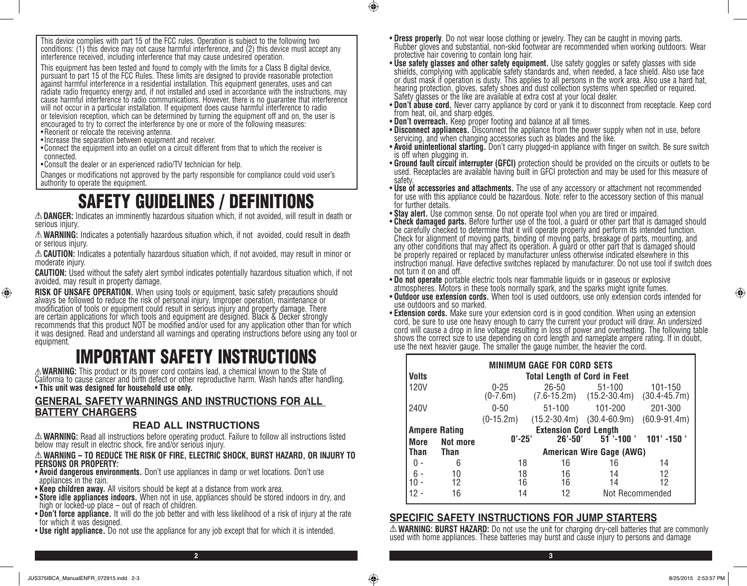This device complies with part 15 of the FCC rules. Operation is subject to the following two conditions: (1) this device may not cause harmful interference, and (2) this device must accept any interference received, including interference that may cause undesired operation.

This equipment has been tested and found to comply with the limits for a Class B digital device, pursuant to part 15 of the FCC Rules. These limits are designed to provide reasonable protection against harmful interference in a residential installation. This equipment generates, uses and can radiate radio frequency energy and, if not installed and used in accordance with the instructions, may cause harmful interference to radio communications. However, there is no guarantee that interference will not occur in a particular installation. If equipment does cause harmful interference to radio or television reception, which can be determined by turning the equipment off and on, the user is encouraged to try to correct the interference by one or more of the following measures:

- Reorient or relocate the receiving antenna.
- Increase the separation between equipment and receiver.
- Connect the equipment into an outlet on a circuit different from that to which the receiver is connected.
- Consult the dealer or an experienced radio/TV technician for help.

Changes or modifications not approved by the party responsible for compliance could void user's authority to operate the equipment.

# SAFETY GUIDELINES / DEFINITIONS

⚠ **DANGER:** Indicates an imminently hazardous situation which, if not avoided, will result in death or serious injury.

⚠ **WARNING:** Indicates a potentially hazardous situation which, if not avoided, could result in death or serious injury.

⚠ **CAUTION:** Indicates a potentially hazardous situation which, if not avoided, may result in minor or moderate injury.

**CAUTION:** Used without the safety alert symbol indicates potentially hazardous situation which, if not avoided, may result in property damage.

**RISK OF UNSAFE OPERATION.** When using tools or equipment, basic safety precautions should always be followed to reduce the risk of personal injury. Improper operation, maintenance or modification of tools or equipment could result in serious injury and property damage. There are certain applications for which tools and equipment are designed. Black & Decker strongly recommends that this product NOT be modified and/or used for any application other than for which it was designed. Read and understand all warnings and operating instructions before using any tool or equipment.

# IMPORTANT SAFETY INSTRUCTIONS

⚠ **WARNING:** This product or its power cord contains lead, a chemical known to the State of California to cause cancer and birth defect or other reproductive harm. Wash hands after handling.

- **This unit was designed for household use only.**

## GENERAL SAFETY WARNINGS AND INSTRUCTIONS FOR ALL BATTERY CHARGERS

### READ ALL INSTRUCTIONS

⚠ **WARNING:** Read all instructions before operating product. Failure to follow all instructions listed below may result in electric shock, fire and/or serious injury.

⚠ **WARNING – TO REDUCE THE RISK OF FIRE, ELECTRIC SHOCK, BURST HAZARD, OR INJURY TO PERSONS OR PROPERTY:**

- **Avoid dangerous environments.** Don't use appliances in damp or wet locations. Don't use appliances in the rain.
- **Keep children away.** All visitors should be kept at a distance from work area.
- **Store idle appliances indoors.** When not in use, appliances should be stored indoors in dry, and high or locked-up place – out of reach of children.
- **Don't force appliance.** It will do the job better and with less likelihood of a risk of injury at the rate for which it was designed.
- **Use right appliance.** Do not use the appliance for any job except that for which it is intended.
- **Dress properly**. Do not wear loose clothing or jewelry. They can be caught in moving parts. Rubber gloves and substantial, non-skid footwear are recommended when working outdoors. Wear protective hair covering to contain long hair.
- **Use safety glasses and other safety equipment.** Use safety goggles or safety glasses with side shields, complying with applicable safety standards and, when needed, a face shield. Also use face or dust mask if operation is dusty. This applies to all persons in the work area. Also use a hard hat, hearing protection, gloves, safety shoes and dust collection systems when specified or required. Safety glasses or the like are available at extra cost at your local dealer.
- **Don't abuse cord.** Never carry appliance by cord or yank it to disconnect from receptacle. Keep cord from heat, oil, and sharp edges.
- **Don't overreach.** Keep proper footing and balance at all times.
- **Disconnect appliances.** Disconnect the appliance from the power supply when not in use, before servicing, and when changing accessories such as blades and the like.
- **Avoid unintentional starting.** Don't carry plugged-in appliance with finger on switch. Be sure switch is off when plugging in.
- **Ground fault circuit interrupter (GFCI)** protection should be provided on the circuits or outlets to be used. Receptacles are available having built in GFCI protection and may be used for this measure of safety.
- **Use of accessories and attachments.** The use of any accessory or attachment not recommended for use with this appliance could be hazardous. Note: refer to the accessory section of this manual for further details.
- **Stay alert.** Use common sense. Do not operate tool when you are tired or impaired.
- **Check damaged parts.** Before further use of the tool, a guard or other part that is damaged should be carefully checked to determine that it will operate properly and perform its intended function. Check for alignment of moving parts, binding of moving parts, breakage of parts, mounting, and any other conditions that may affect its operation. A guard or other part that is damaged should be properly repaired or replaced by manufacturer unless otherwise indicated elsewhere in this instruction manual. Have defective switches replaced by manufacturer. Do not use tool if switch does not turn it on and off.
- **Do not operate** portable electric tools near flammable liquids or in gaseous or explosive atmospheres. Motors in these tools normally spark, and the sparks might ignite fumes.
- **Outdoor use extension cords.** When tool is used outdoors, use only extension cords intended for use outdoors and so marked.
- **Extension cords.** Make sure your extension cord is in good condition. When using an extension cord, be sure to use one heavy enough to carry the current your product will draw. An undersized cord will cause a drop in line voltage resulting in loss of power and overheating. The following table shows the correct size to use depending on cord length and nameplate ampere rating. If in doubt, use the next heavier gauge. The smaller the gauge number, the heavier the cord.

| MINIMUM GAGE FOR CORD SETS | | | | | |
|---|---|---|---|---|---|
| **Volts** | | **Total Length of Cord in Feet** | | | |
| 120V | | 0-25 (0-7.6m) | 26-50 (7.6-15.2m) | 51-100 (15.2-30.4m) | 101-150 (30.4-45.7m) |
| 240V | | 0-50 (0-15.2m) | 51-100 (15.2-30.4m) | 101-200 (30.4-60.9m) | 201-300 (60.9-91.4m) |
| **Ampere Rating** | | **Extension Cord Length** | | | |
| **More Than** | **Not more Than** | **0'-25'** | **26'-50'** | **51 '-100 '** | **101' -150 '** |
| | | **American Wire Gage (AWG)** | | | |
| 0 - | 6 | 18 | 16 | 16 | 14 |
| 6 - | 10 | 18 | 16 | 14 | 12 |
| 10 - | 12 | 16 | 16 | 14 | 12 |
| 12 - | 16 | 14 | 12 | Not Recommended | |

## SPECIFIC SAFETY INSTRUCTIONS FOR JUMP STARTERS

⚠ **WARNING: BURST HAZARD:** Do not use the unit for charging dry-cell batteries that are commonly used with home appliances. These batteries may burst and cause injury to persons and damage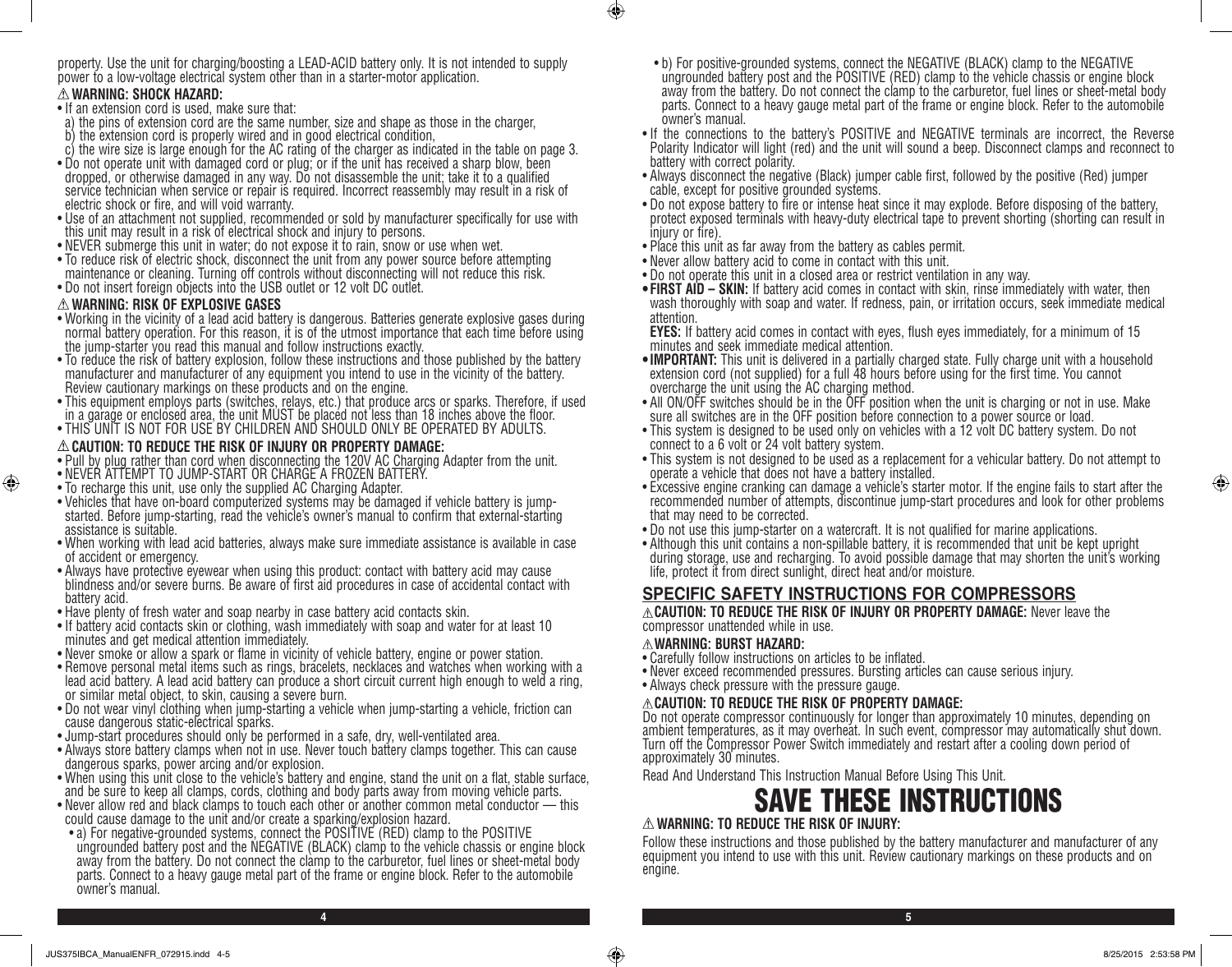property. Use the unit for charging/boosting a LEAD-ACID battery only. It is not intended to supply power to a low-voltage electrical system other than in a starter-motor application.

### ⚠ WARNING: SHOCK HAZARD:

- If an extension cord is used, make sure that:
  a) the pins of extension cord are the same number, size and shape as those in the charger,
  b) the extension cord is properly wired and in good electrical condition,
  c) the wire size is large enough for the AC rating of the charger as indicated in the table on page 3.
- Do not operate unit with damaged cord or plug; or if the unit has received a sharp blow, been dropped, or otherwise damaged in any way. Do not disassemble the unit; take it to a qualified service technician when service or repair is required. Incorrect reassembly may result in a risk of electric shock or fire, and will void warranty.
- Use of an attachment not supplied, recommended or sold by manufacturer specifically for use with this unit may result in a risk of electrical shock and injury to persons.
- NEVER submerge this unit in water; do not expose it to rain, snow or use when wet.
- To reduce risk of electric shock, disconnect the unit from any power source before attempting maintenance or cleaning. Turning off controls without disconnecting will not reduce this risk.
- Do not insert foreign objects into the USB outlet or 12 volt DC outlet.

### ⚠ WARNING: RISK OF EXPLOSIVE GASES

- Working in the vicinity of a lead acid battery is dangerous. Batteries generate explosive gases during normal battery operation. For this reason, it is of the utmost importance that each time before using the jump-starter you read this manual and follow instructions exactly.
- To reduce the risk of battery explosion, follow these instructions and those published by the battery manufacturer and manufacturer of any equipment you intend to use in the vicinity of the battery. Review cautionary markings on these products and on the engine.
- This equipment employs parts (switches, relays, etc.) that produce arcs or sparks. Therefore, if used in a garage or enclosed area, the unit MUST be placed not less than 18 inches above the floor.
- THIS UNIT IS NOT FOR USE BY CHILDREN AND SHOULD ONLY BE OPERATED BY ADULTS.

### ⚠ CAUTION: TO REDUCE THE RISK OF INJURY OR PROPERTY DAMAGE:

- Pull by plug rather than cord when disconnecting the 120V AC Charging Adapter from the unit.
- NEVER ATTEMPT TO JUMP-START OR CHARGE A FROZEN BATTERY.
- To recharge this unit, use only the supplied AC Charging Adapter.
- Vehicles that have on-board computerized systems may be damaged if vehicle battery is jump-started. Before jump-starting, read the vehicle's owner's manual to confirm that external-starting assistance is suitable.
- When working with lead acid batteries, always make sure immediate assistance is available in case of accident or emergency.
- Always have protective eyewear when using this product: contact with battery acid may cause blindness and/or severe burns. Be aware of first aid procedures in case of accidental contact with battery acid.
- Have plenty of fresh water and soap nearby in case battery acid contacts skin.
- If battery acid contacts skin or clothing, wash immediately with soap and water for at least 10 minutes and get medical attention immediately.
- Never smoke or allow a spark or flame in vicinity of vehicle battery, engine or power station.
- Remove personal metal items such as rings, bracelets, necklaces and watches when working with a lead acid battery. A lead acid battery can produce a short circuit current high enough to weld a ring, or similar metal object, to skin, causing a severe burn.
- Do not wear vinyl clothing when jump-starting a vehicle when jump-starting a vehicle, friction can cause dangerous static-electrical sparks.
- Jump-start procedures should only be performed in a safe, dry, well-ventilated area.
- Always store battery clamps when not in use. Never touch battery clamps together. This can cause dangerous sparks, power arcing and/or explosion.
- When using this unit close to the vehicle's battery and engine, stand the unit on a flat, stable surface, and be sure to keep all clamps, cords, clothing and body parts away from moving vehicle parts.
- Never allow red and black clamps to touch each other or another common metal conductor — this could cause damage to the unit and/or create a sparking/explosion hazard.
  - a) For negative-grounded systems, connect the POSITIVE (RED) clamp to the POSITIVE ungrounded battery post and the NEGATIVE (BLACK) clamp to the vehicle chassis or engine block away from the battery. Do not connect the clamp to the carburetor, fuel lines or sheet-metal body parts. Connect to a heavy gauge metal part of the frame or engine block. Refer to the automobile owner's manual.
  - b) For positive-grounded systems, connect the NEGATIVE (BLACK) clamp to the NEGATIVE ungrounded battery post and the POSITIVE (RED) clamp to the vehicle chassis or engine block away from the battery. Do not connect the clamp to the carburetor, fuel lines or sheet-metal body parts. Connect to a heavy gauge metal part of the frame or engine block. Refer to the automobile owner's manual.
- If the connections to the battery's POSITIVE and NEGATIVE terminals are incorrect, the Reverse Polarity Indicator will light (red) and the unit will sound a beep. Disconnect clamps and reconnect to battery with correct polarity.
- Always disconnect the negative (Black) jumper cable first, followed by the positive (Red) jumper cable, except for positive grounded systems.
- Do not expose battery to fire or intense heat since it may explode. Before disposing of the battery, protect exposed terminals with heavy-duty electrical tape to prevent shorting (shorting can result in injury or fire).
- Place this unit as far away from the battery as cables permit.
- Never allow battery acid to come in contact with this unit.
- Do not operate this unit in a closed area or restrict ventilation in any way.
- **FIRST AID – SKIN:** If battery acid comes in contact with skin, rinse immediately with water, then wash thoroughly with soap and water. If redness, pain, or irritation occurs, seek immediate medical attention.
  **EYES:** If battery acid comes in contact with eyes, flush eyes immediately, for a minimum of 15 minutes and seek immediate medical attention.
- **IMPORTANT:** This unit is delivered in a partially charged state. Fully charge unit with a household extension cord (not supplied) for a full 48 hours before using for the first time. You cannot overcharge the unit using the AC charging method.
- All ON/OFF switches should be in the OFF position when the unit is charging or not in use. Make sure all switches are in the OFF position before connection to a power source or load.
- This system is designed to be used only on vehicles with a 12 volt DC battery system. Do not connect to a 6 volt or 24 volt battery system.
- This system is not designed to be used as a replacement for a vehicular battery. Do not attempt to operate a vehicle that does not have a battery installed.
- Excessive engine cranking can damage a vehicle's starter motor. If the engine fails to start after the recommended number of attempts, discontinue jump-start procedures and look for other problems that may need to be corrected.
- Do not use this jump-starter on a watercraft. It is not qualified for marine applications.
- Although this unit contains a non-spillable battery, it is recommended that unit be kept upright during storage, use and recharging. To avoid possible damage that may shorten the unit's working life, protect it from direct sunlight, direct heat and/or moisture.

## SPECIFIC SAFETY INSTRUCTIONS FOR COMPRESSORS

**⚠ CAUTION: TO REDUCE THE RISK OF INJURY OR PROPERTY DAMAGE:** Never leave the compressor unattended while in use.

### ⚠ WARNING: BURST HAZARD:

- Carefully follow instructions on articles to be inflated.
- Never exceed recommended pressures. Bursting articles can cause serious injury.
- Always check pressure with the pressure gauge.

### ⚠ CAUTION: TO REDUCE THE RISK OF PROPERTY DAMAGE:

Do not operate compressor continuously for longer than approximately 10 minutes, depending on ambient temperatures, as it may overheat. In such event, compressor may automatically shut down. Turn off the Compressor Power Switch immediately and restart after a cooling down period of approximately 30 minutes.

Read And Understand This Instruction Manual Before Using This Unit.

# SAVE THESE INSTRUCTIONS

### ⚠ WARNING: TO REDUCE THE RISK OF INJURY:

Follow these instructions and those published by the battery manufacturer and manufacturer of any equipment you intend to use with this unit. Review cautionary markings on these products and on engine.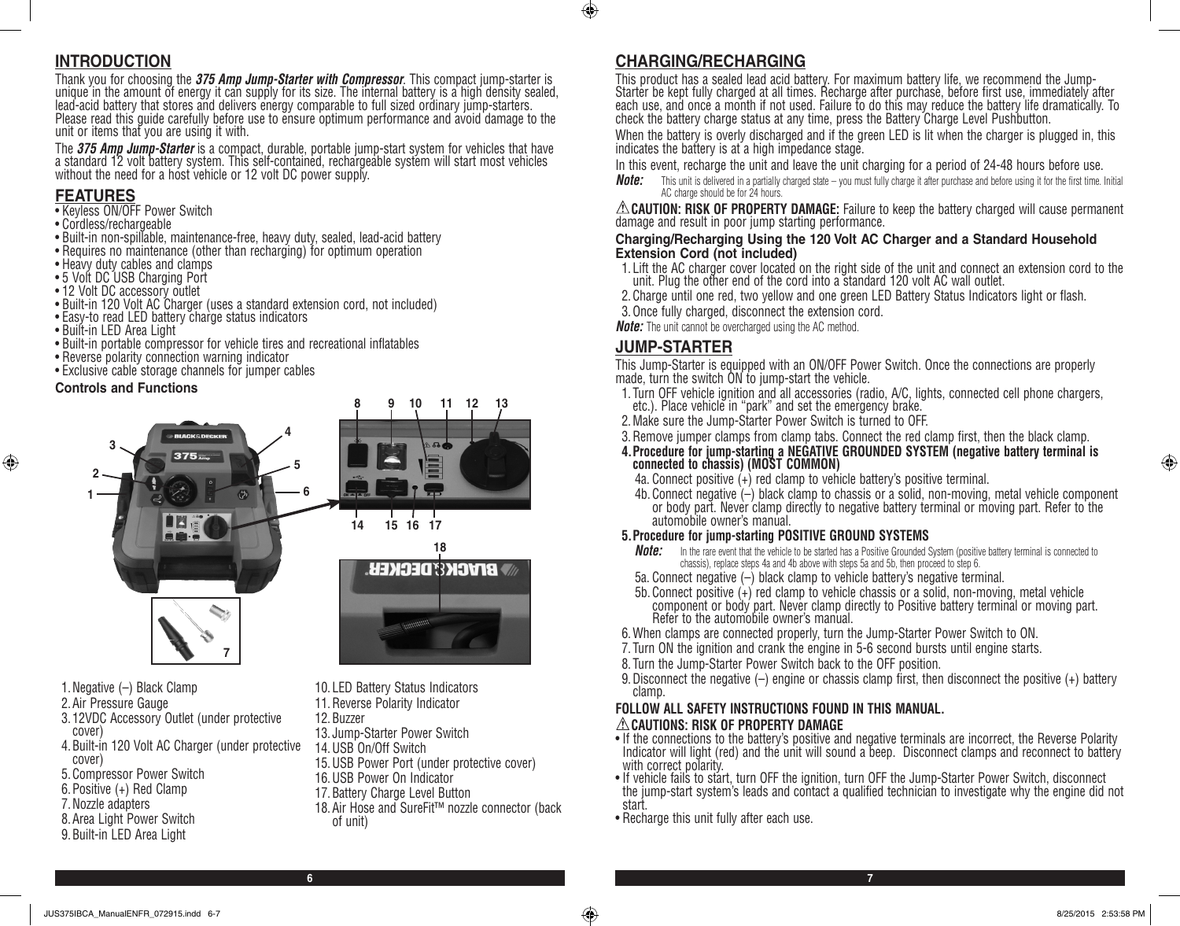## INTRODUCTION

Thank you for choosing the ***375 Amp Jump-Starter with Compressor***. This compact jump-starter is unique in the amount of energy it can supply for its size. The internal battery is a high density sealed, lead-acid battery that stores and delivers energy comparable to full sized ordinary jump-starters. Please read this guide carefully before use to ensure optimum performance and avoid damage to the unit or items that you are using it with.

The ***375 Amp Jump-Starter*** is a compact, durable, portable jump-start system for vehicles that have a standard 12 volt battery system. This self-contained, rechargeable system will start most vehicles without the need for a host vehicle or 12 volt DC power supply.

## FEATURES

- Keyless ON/OFF Power Switch
- Cordless/rechargeable
- Built-in non-spillable, maintenance-free, heavy duty, sealed, lead-acid battery
- Requires no maintenance (other than recharging) for optimum operation
- Heavy duty cables and clamps
- 5 Volt DC USB Charging Port
- 12 Volt DC accessory outlet
- Built-in 120 Volt AC Charger (uses a standard extension cord, not included)
- Easy-to read LED battery charge status indicators
- Built-in LED Area Light
- Built-in portable compressor for vehicle tires and recreational inflatables
- Reverse polarity connection warning indicator
- Exclusive cable storage channels for jumper cables

### Controls and Functions

1. Negative (–) Black Clamp
2. Air Pressure Gauge
3. 12VDC Accessory Outlet (under protective cover)
4. Built-in 120 Volt AC Charger (under protective cover)
5. Compressor Power Switch
6. Positive (+) Red Clamp
7. Nozzle adapters
8. Area Light Power Switch
9. Built-in LED Area Light
10. LED Battery Status Indicators
11. Reverse Polarity Indicator
12. Buzzer
13. Jump-Starter Power Switch
14. USB On/Off Switch
15. USB Power Port (under protective cover)
16. USB Power On Indicator
17. Battery Charge Level Button
18. Air Hose and SureFit™ nozzle connector (back of unit)

## CHARGING/RECHARGING

This product has a sealed lead acid battery. For maximum battery life, we recommend the Jump-Starter be kept fully charged at all times. Recharge after purchase, before first use, immediately after each use, and once a month if not used. Failure to do this may reduce the battery life dramatically. To check the battery charge status at any time, press the Battery Charge Level Pushbutton.

When the battery is overly discharged and if the green LED is lit when the charger is plugged in, this indicates the battery is at a high impedance stage.

In this event, recharge the unit and leave the unit charging for a period of 24-48 hours before use.

***Note:*** This unit is delivered in a partially charged state – you must fully charge it after purchase and before using it for the first time. Initial AC charge should be for 24 hours.

⚠ **CAUTION: RISK OF PROPERTY DAMAGE:** Failure to keep the battery charged will cause permanent damage and result in poor jump starting performance.

### Charging/Recharging Using the 120 Volt AC Charger and a Standard Household Extension Cord (not included)

1. Lift the AC charger cover located on the right side of the unit and connect an extension cord to the unit. Plug the other end of the cord into a standard 120 volt AC wall outlet.
2. Charge until one red, two yellow and one green LED Battery Status Indicators light or flash.
3. Once fully charged, disconnect the extension cord.

***Note:*** The unit cannot be overcharged using the AC method.

## JUMP-STARTER

This Jump-Starter is equipped with an ON/OFF Power Switch. Once the connections are properly made, turn the switch ON to jump-start the vehicle.

1. Turn OFF vehicle ignition and all accessories (radio, A/C, lights, connected cell phone chargers, etc.). Place vehicle in "park" and set the emergency brake.
2. Make sure the Jump-Starter Power Switch is turned to OFF.
3. Remove jumper clamps from clamp tabs. Connect the red clamp first, then the black clamp.
4. **Procedure for jump-starting a NEGATIVE GROUNDED SYSTEM (negative battery terminal is connected to chassis) (MOST COMMON)**
   - 4a. Connect positive (+) red clamp to vehicle battery's positive terminal.
   - 4b. Connect negative (–) black clamp to chassis or a solid, non-moving, metal vehicle component or body part. Never clamp directly to negative battery terminal or moving part. Refer to the automobile owner's manual.
5. **Procedure for jump-starting POSITIVE GROUND SYSTEMS**

   ***Note:*** In the rare event that the vehicle to be started has a Positive Grounded System (positive battery terminal is connected to chassis), replace steps 4a and 4b above with steps 5a and 5b, then proceed to step 6.

   - 5a. Connect negative (–) black clamp to vehicle battery's negative terminal.
   - 5b. Connect positive (+) red clamp to vehicle chassis or a solid, non-moving, metal vehicle component or body part. Never clamp directly to Positive battery terminal or moving part. Refer to the automobile owner's manual.
6. When clamps are connected properly, turn the Jump-Starter Power Switch to ON.
7. Turn ON the ignition and crank the engine in 5-6 second bursts until engine starts.
8. Turn the Jump-Starter Power Switch back to the OFF position.
9. Disconnect the negative (–) engine or chassis clamp first, then disconnect the positive (+) battery clamp.

**FOLLOW ALL SAFETY INSTRUCTIONS FOUND IN THIS MANUAL.**

⚠ **CAUTIONS: RISK OF PROPERTY DAMAGE**

- If the connections to the battery's positive and negative terminals are incorrect, the Reverse Polarity Indicator will light (red) and the unit will sound a beep. Disconnect clamps and reconnect to battery with correct polarity.
- If vehicle fails to start, turn OFF the ignition, turn OFF the Jump-Starter Power Switch, disconnect the jump-start system's leads and contact a qualified technician to investigate why the engine did not start.
- Recharge this unit fully after each use.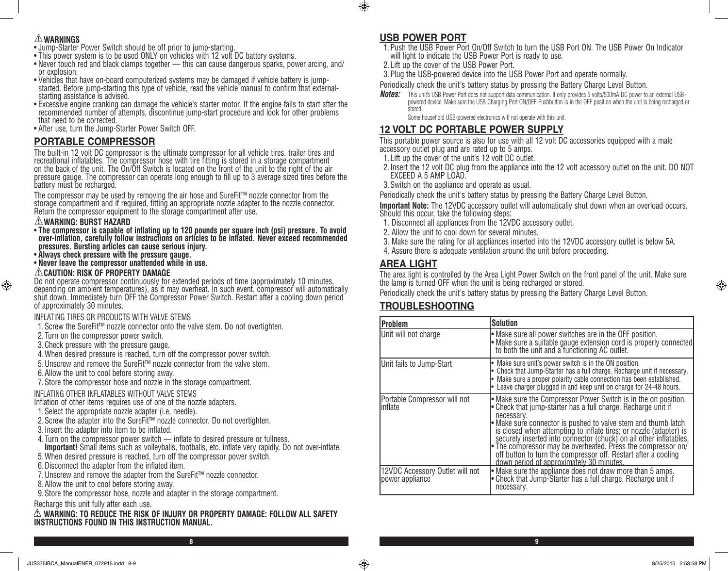### ⚠ WARNINGS

- Jump-Starter Power Switch should be off prior to jump-starting.
- This power system is to be used ONLY on vehicles with 12 volt DC battery systems.
- Never touch red and black clamps together — this can cause dangerous sparks, power arcing, and/or explosion.
- Vehicles that have on-board computerized systems may be damaged if vehicle battery is jump-started. Before jump-starting this type of vehicle, read the vehicle manual to confirm that external-starting assistance is advised.
- Excessive engine cranking can damage the vehicle's starter motor. If the engine fails to start after the recommended number of attempts, discontinue jump-start procedure and look for other problems that need to be corrected.
- After use, turn the Jump-Starter Power Switch OFF.

## PORTABLE COMPRESSOR

The built-in 12 volt DC compressor is the ultimate compressor for all vehicle tires, trailer tires and recreational inflatables. The compressor hose with tire fitting is stored in a storage compartment on the back of the unit. The On/Off Switch is located on the front of the unit to the right of the air pressure gauge. The compressor can operate long enough to fill up to 3 average sized tires before the battery must be recharged.

The compressor may be used by removing the air hose and SureFit™ nozzle connector from the storage compartment and if required, fitting an appropriate nozzle adapter to the nozzle connector. Return the compressor equipment to the storage compartment after use.

**⚠ WARNING: BURST HAZARD**

- **The compressor is capable of inflating up to 120 pounds per square inch (psi) pressure. To avoid over-inflation, carefully follow instructions on articles to be inflated. Never exceed recommended pressures. Bursting articles can cause serious injury.**
- **Always check pressure with the pressure gauge.**
- **Never leave the compressor unattended while in use.**

**⚠ CAUTION: RISK OF PROPERTY DAMAGE**

Do not operate compressor continuously for extended periods of time (approximately 10 minutes, depending on ambient temperatures), as it may overheat. In such event, compressor will automatically shut down. Immediately turn OFF the Compressor Power Switch. Restart after a cooling down period of approximately 30 minutes.

INFLATING TIRES OR PRODUCTS WITH VALVE STEMS

1. Screw the SureFit™ nozzle connector onto the valve stem. Do not overtighten.
2. Turn on the compressor power switch.
3. Check pressure with the pressure gauge.
4. When desired pressure is reached, turn off the compressor power switch.
5. Unscrew and remove the SureFit™ nozzle connector from the valve stem.
6. Allow the unit to cool before storing away.
7. Store the compressor hose and nozzle in the storage compartment.

INFLATING OTHER INFLATABLES WITHOUT VALVE STEMS

Inflation of other items requires use of one of the nozzle adapters.

1. Select the appropriate nozzle adapter (i.e, needle).
2. Screw the adapter into the SureFit™ nozzle connector. Do not overtighten.
3. Insert the adapter into item to be inflated.
4. Turn on the compressor power switch — inflate to desired pressure or fullness.
   **Important!** Small items such as volleyballs, footballs, etc. inflate very rapidly. Do not over-inflate.
5. When desired pressure is reached, turn off the compressor power switch.
6. Disconnect the adapter from the inflated item.
7. Unscrew and remove the adapter from the SureFit™ nozzle connector.
8. Allow the unit to cool before storing away.
9. Store the compressor hose, nozzle and adapter in the storage compartment.

Recharge this unit fully after each use.

**⚠ WARNING: TO REDUCE THE RISK OF INJURY OR PROPERTY DAMAGE: FOLLOW ALL SAFETY INSTRUCTIONS FOUND IN THIS INSTRUCTION MANUAL.**

## USB POWER PORT

1. Push the USB Power Port On/Off Switch to turn the USB Port ON. The USB Power On Indicator will light to indicate the USB Power Port is ready to use.
2. Lift up the cover of the USB Power Port.
3. Plug the USB-powered device into the USB Power Port and operate normally.

Periodically check the unit's battery status by pressing the Battery Charge Level Button.

***Notes:*** This unit's USB Power Port does not support data communication. It only provides 5 volts/500mA DC power to an external USB-powered device. Make sure the USB Charging Port ON/OFF Pushbutton is in the OFF position when the unit is being recharged or stored.

Some household USB-powered electronics will not operate with this unit.

## 12 VOLT DC PORTABLE POWER SUPPLY

This portable power source is also for use with all 12 volt DC accessories equipped with a male accessory outlet plug and are rated up to 5 amps.

1. Lift up the cover of the unit's 12 volt DC outlet.
2. Insert the 12 volt DC plug from the appliance into the 12 volt accessory outlet on the unit. DO NOT EXCEED A 5 AMP LOAD.
3. Switch on the appliance and operate as usual.

Periodically check the unit's battery status by pressing the Battery Charge Level Button.

**Important Note:** The 12VDC accessory outlet will automatically shut down when an overload occurs. Should this occur, take the following steps:

1. Disconnect all appliances from the 12VDC accessory outlet.
2. Allow the unit to cool down for several minutes.
3. Make sure the rating for all appliances inserted into the 12VDC accessory outlet is below 5A.
4. Assure there is adequate ventilation around the unit before proceeding.

## AREA LIGHT

The area light is controlled by the Area Light Power Switch on the front panel of the unit. Make sure the lamp is turned OFF when the unit is being recharged or stored.

Periodically check the unit's battery status by pressing the Battery Charge Level Button.

## TROUBLESHOOTING

| Problem | Solution |
|---|---|
| Unit will not charge | • Make sure all power switches are in the OFF position.<br>• Make sure a suitable gauge extension cord is properly connected to both the unit and a functioning AC outlet. |
| Unit fails to Jump-Start | • Make sure unit's power switch is in the ON position.<br>• Check that Jump-Starter has a full charge. Recharge unit if necessary.<br>• Make sure a proper polarity cable connection has been established.<br>• Leave charger plugged in and keep unit on charge for 24-48 hours. |
| Portable Compressor will not inflate | • Make sure the Compressor Power Switch is in the on position.<br>• Check that jump-starter has a full charge. Recharge unit if necessary.<br>• Make sure connector is pushed to valve stem and thumb latch is closed when attempting to inflate tires; or nozzle (adapter) is securely inserted into connector (chuck) on all other inflatables.<br>• The compressor may be overheated. Press the compressor on/off button to turn the compressor off. Restart after a cooling down period of approximately 30 minutes. |
| 12VDC Accessory Outlet will not power appliance | • Make sure the appliance does not draw more than 5 amps.<br>• Check that Jump-Starter has a full charge. Recharge unit if necessary. |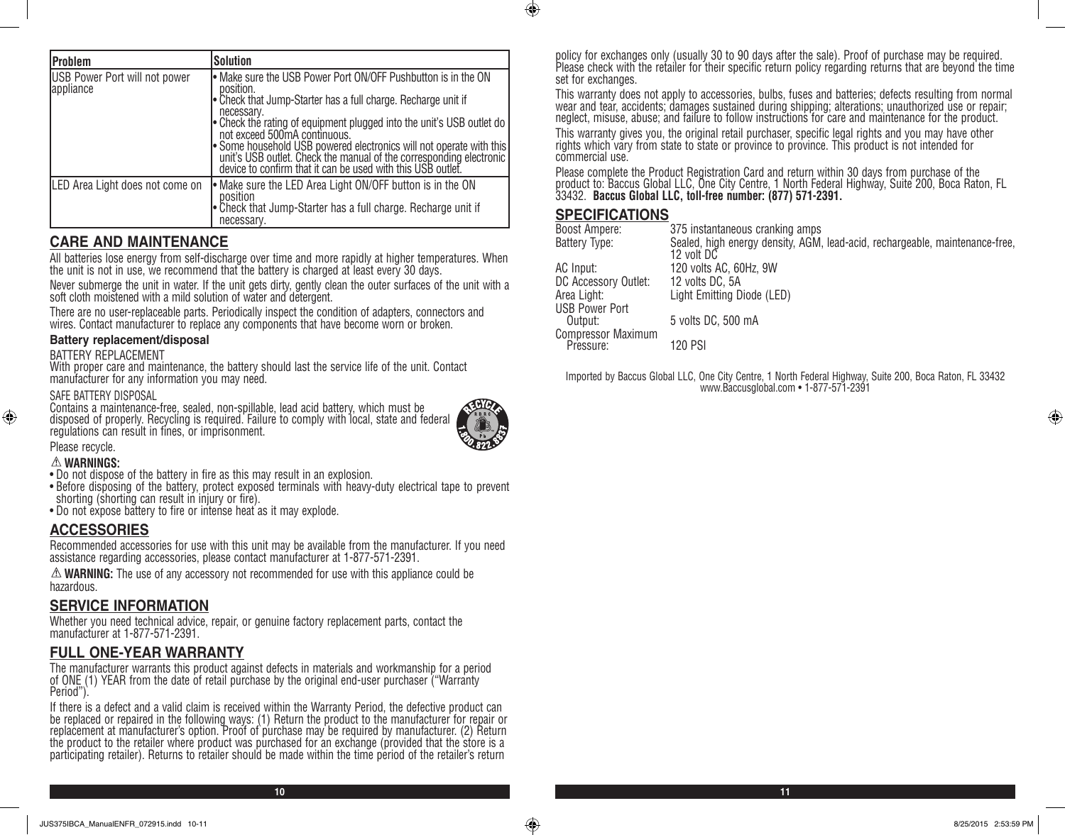| Problem | Solution |
|---|---|
| USB Power Port will not power appliance | • Make sure the USB Power Port ON/OFF Pushbutton is in the ON position.<br>• Check that Jump-Starter has a full charge. Recharge unit if necessary.<br>• Check the rating of equipment plugged into the unit's USB outlet do not exceed 500mA continuous.<br>• Some household USB powered electronics will not operate with this unit's USB outlet. Check the manual of the corresponding electronic device to confirm that it can be used with this USB outlet. |
| LED Area Light does not come on | • Make sure the LED Area Light ON/OFF button is in the ON position<br>• Check that Jump-Starter has a full charge. Recharge unit if necessary. |

## CARE AND MAINTENANCE

All batteries lose energy from self-discharge over time and more rapidly at higher temperatures. When the unit is not in use, we recommend that the battery is charged at least every 30 days.

Never submerge the unit in water. If the unit gets dirty, gently clean the outer surfaces of the unit with a soft cloth moistened with a mild solution of water and detergent.

There are no user-replaceable parts. Periodically inspect the condition of adapters, connectors and wires. Contact manufacturer to replace any components that have become worn or broken.

### Battery replacement/disposal

BATTERY REPLACEMENT

With proper care and maintenance, the battery should last the service life of the unit. Contact manufacturer for any information you may need.

SAFE BATTERY DISPOSAL

Contains a maintenance-free, sealed, non-spillable, lead acid battery, which must be disposed of properly. Recycling is required. Failure to comply with local, state and federal regulations can result in fines, or imprisonment.

Please recycle.

⚠ **WARNINGS:**

- Do not dispose of the battery in fire as this may result in an explosion.
- Before disposing of the battery, protect exposed terminals with heavy-duty electrical tape to prevent shorting (shorting can result in injury or fire).
- Do not expose battery to fire or intense heat as it may explode.

## ACCESSORIES

Recommended accessories for use with this unit may be available from the manufacturer. If you need assistance regarding accessories, please contact manufacturer at 1-877-571-2391.

⚠ **WARNING:** The use of any accessory not recommended for use with this appliance could be hazardous.

## SERVICE INFORMATION

Whether you need technical advice, repair, or genuine factory replacement parts, contact the manufacturer at 1-877-571-2391.

## FULL ONE-YEAR WARRANTY

The manufacturer warrants this product against defects in materials and workmanship for a period of ONE (1) YEAR from the date of retail purchase by the original end-user purchaser ("Warranty Period").

If there is a defect and a valid claim is received within the Warranty Period, the defective product can be replaced or repaired in the following ways: (1) Return the product to the manufacturer for repair or replacement at manufacturer's option. Proof of purchase may be required by manufacturer. (2) Return the product to the retailer where product was purchased for an exchange (provided that the store is a participating retailer). Returns to retailer should be made within the time period of the retailer's return policy for exchanges only (usually 30 to 90 days after the sale). Proof of purchase may be required. Please check with the retailer for their specific return policy regarding returns that are beyond the time set for exchanges.

This warranty does not apply to accessories, bulbs, fuses and batteries; defects resulting from normal wear and tear, accidents; damages sustained during shipping; alterations; unauthorized use or repair; neglect, misuse, abuse; and failure to follow instructions for care and maintenance for the product.

This warranty gives you, the original retail purchaser, specific legal rights and you may have other rights which vary from state to state or province to province. This product is not intended for commercial use.

Please complete the Product Registration Card and return within 30 days from purchase of the product to: Baccus Global LLC, One City Centre, 1 North Federal Highway, Suite 200, Boca Raton, FL 33432. **Baccus Global LLC, toll-free number: (877) 571-2391.**

## SPECIFICATIONS

| | |
|---|---|
| Boost Ampere: | 375 instantaneous cranking amps |
| Battery Type: | Sealed, high energy density, AGM, lead-acid, rechargeable, maintenance-free, 12 volt DC |
| AC Input: | 120 volts AC, 60Hz, 9W |
| DC Accessory Outlet: | 12 volts DC, 5A |
| Area Light: | Light Emitting Diode (LED) |
| USB Power Port Output: | 5 volts DC, 500 mA |
| Compressor Maximum Pressure: | 120 PSI |

Imported by Baccus Global LLC, One City Centre, 1 North Federal Highway, Suite 200, Boca Raton, FL 33432
www.Baccusglobal.com • 1-877-571-2391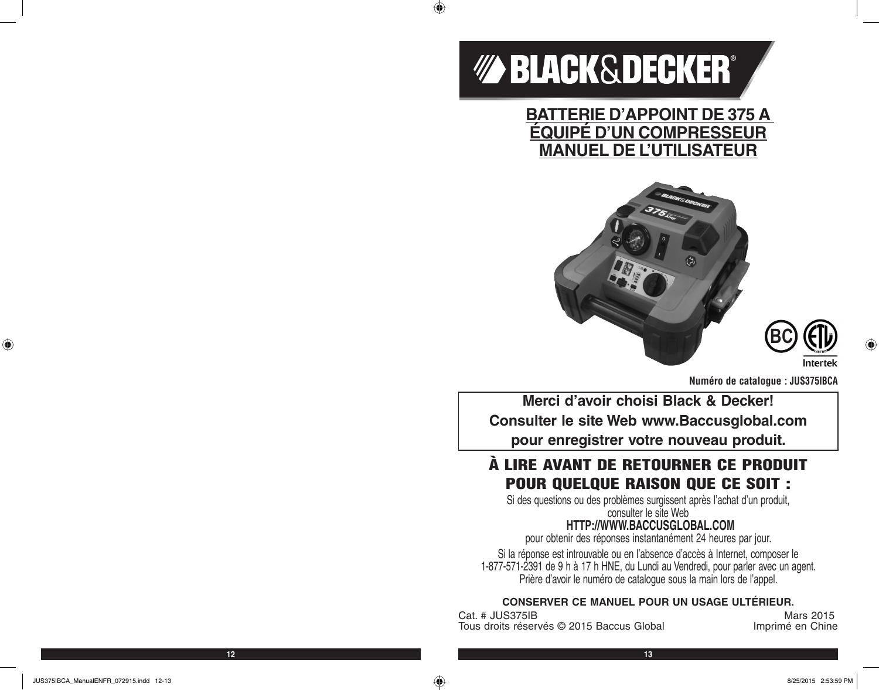# BATTERIE D'APPOINT DE 375 A ÉQUIPÉ D'UN COMPRESSEUR MANUEL DE L'UTILISATEUR

**Numéro de catalogue : JUS375IBCA**

**Merci d'avoir choisi Black & Decker!**
**Consulter le site Web www.Baccusglobal.com pour enregistrer votre nouveau produit.**

## À LIRE AVANT DE RETOURNER CE PRODUIT POUR QUELQUE RAISON QUE CE SOIT :

Si des questions ou des problèmes surgissent après l'achat d'un produit, consulter le site Web

**HTTP://WWW.BACCUSGLOBAL.COM**

pour obtenir des réponses instantanément 24 heures par jour.

Si la réponse est introuvable ou en l'absence d'accès à Internet, composer le 1-877-571-2391 de 9 h à 17 h HNE, du Lundi au Vendredi, pour parler avec un agent. Prière d'avoir le numéro de catalogue sous la main lors de l'appel.

**CONSERVER CE MANUEL POUR UN USAGE ULTÉRIEUR.**

Cat. # JUS375IB
Tous droits réservés © 2015 Baccus Global

Mars 2015
Imprimé en Chine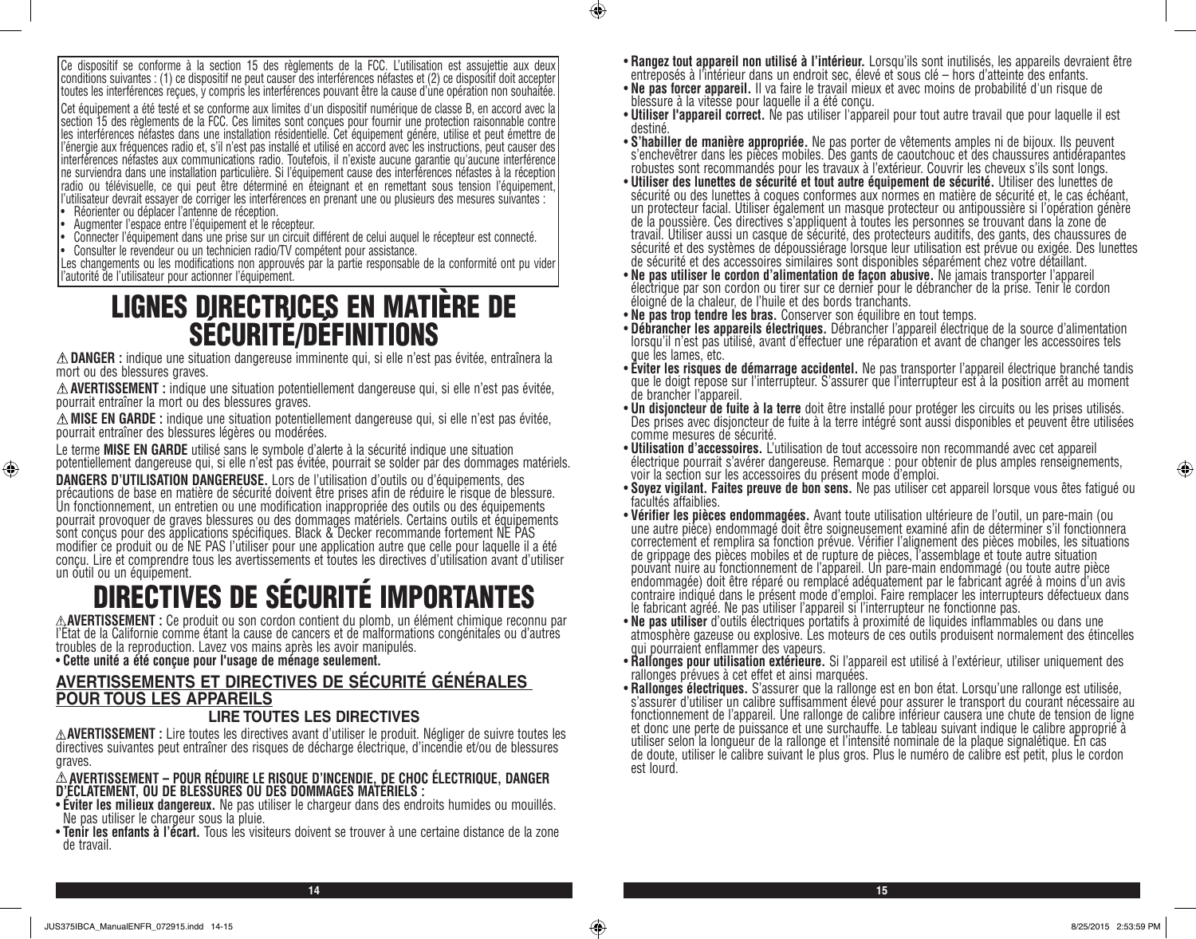Ce dispositif se conforme à la section 15 des règlements de la FCC. L'utilisation est assujettie aux deux conditions suivantes : (1) ce dispositif ne peut causer des interférences néfastes et (2) ce dispositif doit accepter toutes les interférences reçues, y compris les interférences pouvant être la cause d'une opération non souhaitée.

Cet équipement a été testé et se conforme aux limites d'un dispositif numérique de classe B, en accord avec la section 15 des règlements de la FCC. Ces limites sont conçues pour fournir une protection raisonnable contre les interférences néfastes dans une installation résidentielle. Cet équipement génère, utilise et peut émettre de l'énergie aux fréquences radio et, s'il n'est pas installé et utilisé en accord avec les instructions, peut causer des interférences néfastes aux communications radio. Toutefois, il n'existe aucune garantie qu'aucune interférence ne surviendra dans une installation particulière. Si l'équipement cause des interférences néfastes à la réception radio ou télévisuelle, ce qui peut être déterminé en éteignant et en remettant sous tension l'équipement, l'utilisateur devrait essayer de corriger les interférences en prenant une ou plusieurs des mesures suivantes :

- Réorienter ou déplacer l'antenne de réception.
- Augmenter l'espace entre l'équipement et le récepteur.
- Connecter l'équipement dans une prise sur un circuit différent de celui auquel le récepteur est connecté.
- Consulter le revendeur ou un technicien radio/TV compétent pour assistance.

Les changements ou les modifications non approuvés par la partie responsable de la conformité ont pu vider l'autorité de l'utilisateur pour actionner l'équipement.

# LIGNES DIRECTRICES EN MATIÈRE DE SÉCURITÉ/DÉFINITIONS

⚠ **DANGER :** indique une situation dangereuse imminente qui, si elle n'est pas évitée, entraînera la mort ou des blessures graves.

⚠ **AVERTISSEMENT :** indique une situation potentiellement dangereuse qui, si elle n'est pas évitée, pourrait entraîner la mort ou des blessures graves.

⚠ **MISE EN GARDE :** indique une situation potentiellement dangereuse qui, si elle n'est pas évitée, pourrait entraîner des blessures légères ou modérées.

Le terme **MISE EN GARDE** utilisé sans le symbole d'alerte à la sécurité indique une situation potentiellement dangereuse qui, si elle n'est pas évitée, pourrait se solder par des dommages matériels.

**DANGERS D'UTILISATION DANGEREUSE.** Lors de l'utilisation d'outils ou d'équipements, des précautions de base en matière de sécurité doivent être prises afin de réduire le risque de blessure. Un fonctionnement, un entretien ou une modification inappropriée des outils ou des équipements pourrait provoquer de graves blessures ou des dommages matériels. Certains outils et équipements sont conçus pour des applications spécifiques. Black & Decker recommande fortement NE PAS modifier ce produit ou de NE PAS l'utiliser pour une application autre que celle pour laquelle il a été conçu. Lire et comprendre tous les avertissements et toutes les directives d'utilisation avant d'utiliser un outil ou un équipement.

# DIRECTIVES DE SÉCURITÉ IMPORTANTES

⚠**AVERTISSEMENT :** Ce produit ou son cordon contient du plomb, un élément chimique reconnu par l'État de la Californie comme étant la cause de cancers et de malformations congénitales ou d'autres troubles de la reproduction. Lavez vos mains après les avoir manipulés.

- **Cette unité a été conçue pour l'usage de ménage seulement.**

## AVERTISSEMENTS ET DIRECTIVES DE SÉCURITÉ GÉNÉRALES POUR TOUS LES APPAREILS

### LIRE TOUTES LES DIRECTIVES

⚠**AVERTISSEMENT :** Lire toutes les directives avant d'utiliser le produit. Négliger de suivre toutes les directives suivantes peut entraîner des risques de décharge électrique, d'incendie et/ou de blessures graves.

⚠ **AVERTISSEMENT – POUR RÉDUIRE LE RISQUE D'INCENDIE, DE CHOC ÉLECTRIQUE, DANGER D'ÉCLATEMENT, OU DE BLESSURES OU DES DOMMAGES MATÉRIELS :**

- **Éviter les milieux dangereux.** Ne pas utiliser le chargeur dans des endroits humides ou mouillés. Ne pas utiliser le chargeur sous la pluie.
- **Tenir les enfants à l'écart.** Tous les visiteurs doivent se trouver à une certaine distance de la zone de travail.
- **Rangez tout appareil non utilisé à l'intérieur.** Lorsqu'ils sont inutilisés, les appareils devraient être entreposés à l'intérieur dans un endroit sec, élevé et sous clé – hors d'atteinte des enfants.
- **Ne pas forcer appareil.** Il va faire le travail mieux et avec moins de probabilité d'un risque de blessure à la vitesse pour laquelle il a été conçu.
- **Utiliser l'appareil correct.** Ne pas utiliser l'appareil pour tout autre travail que pour laquelle il est destiné.
- **S'habiller de manière appropriée.** Ne pas porter de vêtements amples ni de bijoux. Ils peuvent s'enchevêtrer dans les pièces mobiles. Des gants de caoutchouc et des chaussures antidérapantes robustes sont recommandés pour les travaux à l'extérieur. Couvrir les cheveux s'ils sont longs.
- **Utiliser des lunettes de sécurité et tout autre équipement de sécurité.** Utiliser des lunettes de sécurité ou des lunettes à coques conformes aux normes en matière de sécurité et, le cas échéant, un protecteur facial. Utiliser également un masque protecteur ou antipoussière si l'opération génère de la poussière. Ces directives s'appliquent à toutes les personnes se trouvant dans la zone de travail. Utiliser aussi un casque de sécurité, des protecteurs auditifs, des gants, des chaussures de sécurité et des systèmes de dépoussiérage lorsque leur utilisation est prévue ou exigée. Des lunettes de sécurité et des accessoires similaires sont disponibles séparément chez votre détaillant.
- **Ne pas utiliser le cordon d'alimentation de façon abusive.** Ne jamais transporter l'appareil électrique par son cordon ou tirer sur ce dernier pour le débrancher de la prise. Tenir le cordon éloigné de la chaleur, de l'huile et des bords tranchants.
- **Ne pas trop tendre les bras.** Conserver son équilibre en tout temps.
- **Débrancher les appareils électriques.** Débrancher l'appareil électrique de la source d'alimentation lorsqu'il n'est pas utilisé, avant d'effectuer une réparation et avant de changer les accessoires tels que les lames, etc.
- **Éviter les risques de démarrage accidentel.** Ne pas transporter l'appareil électrique branché tandis que le doigt repose sur l'interrupteur. S'assurer que l'interrupteur est à la position arrêt au moment de brancher l'appareil.
- **Un disjoncteur de fuite à la terre** doit être installé pour protéger les circuits ou les prises utilisés. Des prises avec disjoncteur de fuite à la terre intégré sont aussi disponibles et peuvent être utilisées comme mesures de sécurité.
- **Utilisation d'accessoires.** L'utilisation de tout accessoire non recommandé avec cet appareil électrique pourrait s'avérer dangereuse. Remarque : pour obtenir de plus amples renseignements, voir la section sur les accessoires du présent mode d'emploi.
- **Soyez vigilant. Faites preuve de bon sens.** Ne pas utiliser cet appareil lorsque vous êtes fatigué ou facultés affaiblies.
- **Vérifier les pièces endommagées.** Avant toute utilisation ultérieure de l'outil, un pare-main (ou une autre pièce) endommagé doit être soigneusement examiné afin de déterminer s'il fonctionnera correctement et remplira sa fonction prévue. Vérifier l'alignement des pièces mobiles, les situations de grippage des pièces mobiles et de rupture de pièces, l'assemblage et toute autre situation pouvant nuire au fonctionnement de l'appareil. Un pare-main endommagé (ou toute autre pièce endommagée) doit être réparé ou remplacé adéquatement par le fabricant agréé à moins d'un avis contraire indiqué dans le présent mode d'emploi. Faire remplacer les interrupteurs défectueux dans le fabricant agréé. Ne pas utiliser l'appareil si l'interrupteur ne fonctionne pas.
- **Ne pas utiliser** d'outils électriques portatifs à proximité de liquides inflammables ou dans une atmosphère gazeuse ou explosive. Les moteurs de ces outils produisent normalement des étincelles qui pourraient enflammer des vapeurs.
- **Rallonges pour utilisation extérieure.** Si l'appareil est utilisé à l'extérieur, utiliser uniquement des rallonges prévues à cet effet et ainsi marquées.
- **Rallonges électriques.** S'assurer que la rallonge est en bon état. Lorsqu'une rallonge est utilisée, s'assurer d'utiliser un calibre suffisamment élevé pour assurer le transport du courant nécessaire au fonctionnement de l'appareil. Une rallonge de calibre inférieur causera une chute de tension de ligne et donc une perte de puissance et une surchauffe. Le tableau suivant indique le calibre approprié à utiliser selon la longueur de la rallonge et l'intensité nominale de la plaque signalétique. En cas de doute, utiliser le calibre suivant le plus gros. Plus le numéro de calibre est petit, plus le cordon est lourd.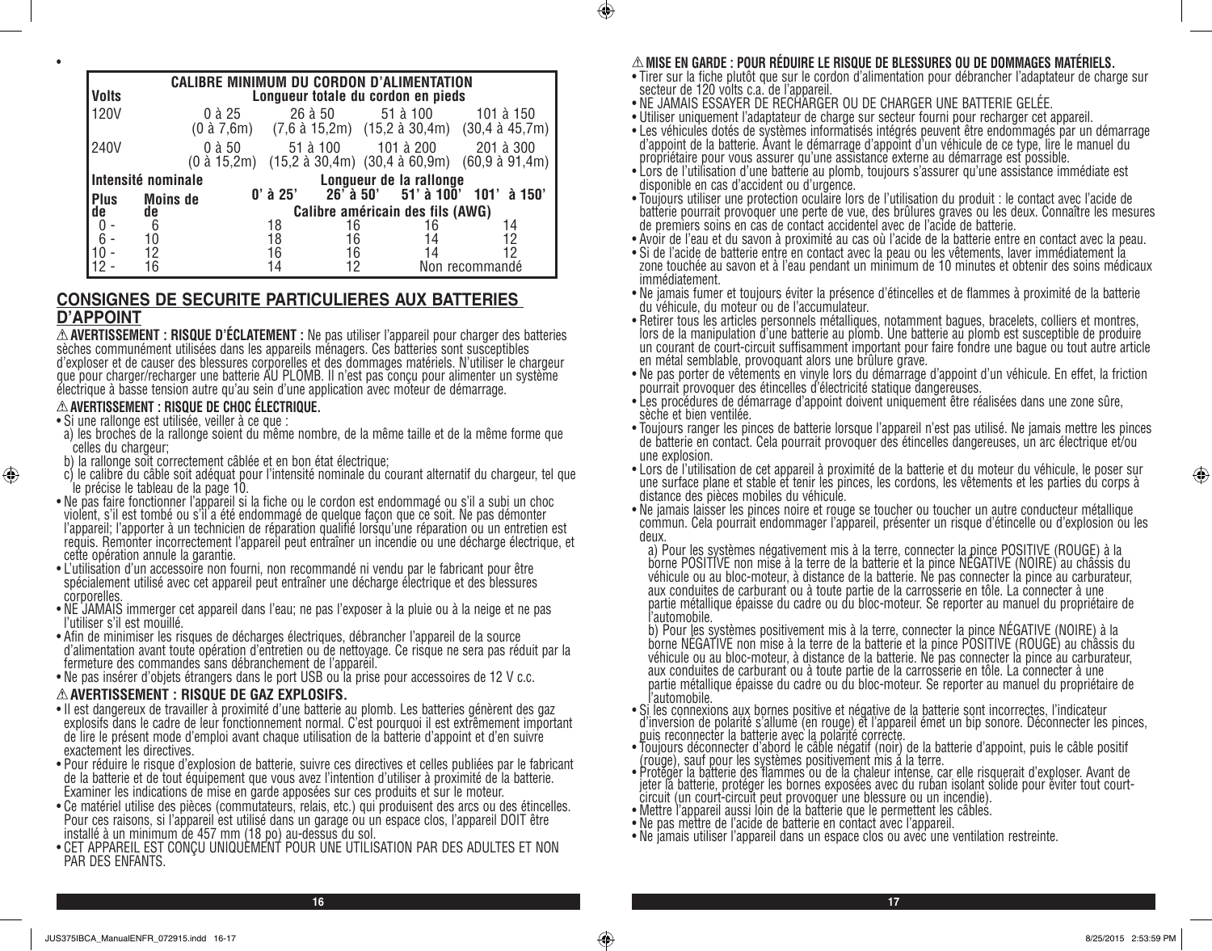| CALIBRE MINIMUM DU CORDON D'ALIMENTATION | | | | |
|---|---|---|---|---|
| **Volts** | **Longueur totale du cordon en pieds** | | | |
| 120V | 0 à 25 (0 à 7,6m) | 26 à 50 (7,6 à 15,2m) | 51 à 100 (15,2 à 30,4m) | 101 à 150 (30,4 à 45,7m) |
| 240V | 0 à 50 (0 à 15,2m) | 51 à 100 (15,2 à 30,4m) | 101 à 200 (30,4 à 60,9m) | 201 à 300 (60,9 à 91,4m) |

| Intensité nominale | | Longueur de la rallonge | | | |
|---|---|---|---|---|---|
| **Plus de** | **Moins de** | **0' à 25'** | **26' à 50'** | **51' à 100'** | **101' à 150'** |
| | | **Calibre américain des fils (AWG)** | | | |
| 0 - | 6 | 18 | 16 | 16 | 14 |
| 6 - | 10 | 18 | 16 | 14 | 12 |
| 10 - | 12 | 16 | 16 | 14 | 12 |
| 12 - | 16 | 14 | 12 | Non recommandé | |

## CONSIGNES DE SECURITE PARTICULIERES AUX BATTERIES D'APPOINT

⚠ **AVERTISSEMENT : RISQUE D'ÉCLATEMENT :** Ne pas utiliser l'appareil pour charger des batteries sèches communément utilisées dans les appareils ménagers. Ces batteries sont susceptibles d'exploser et de causer des blessures corporelles et des dommages matériels. N'utiliser le chargeur que pour charger/recharger une batterie AU PLOMB. Il n'est pas conçu pour alimenter un système électrique à basse tension autre qu'au sein d'une application avec moteur de démarrage.

⚠ **AVERTISSEMENT : RISQUE DE CHOC ÉLECTRIQUE.**

- Si une rallonge est utilisée, veiller à ce que :
  - a) les broches de la rallonge soient du même nombre, de la même taille et de la même forme que celles du chargeur;
  - b) la rallonge soit correctement câblée et en bon état électrique;
  - c) le calibre du câble soit adéquat pour l'intensité nominale du courant alternatif du chargeur, tel que le précise le tableau de la page 10.
- Ne pas faire fonctionner l'appareil si la fiche ou le cordon est endommagé ou s'il a subi un choc violent, s'il est tombé ou s'il a été endommagé de quelque façon que ce soit. Ne pas démonter l'appareil; l'apporter à un technicien de réparation qualifié lorsqu'une réparation ou un entretien est requis. Remonter incorrectement l'appareil peut entraîner un incendie ou une décharge électrique, et cette opération annule la garantie.
- L'utilisation d'un accessoire non fourni, non recommandé ni vendu par le fabricant pour être spécialement utilisé avec cet appareil peut entraîner une décharge électrique et des blessures corporelles.
- NE JAMAIS immerger cet appareil dans l'eau; ne pas l'exposer à la pluie ou à la neige et ne pas l'utiliser s'il est mouillé.
- Afin de minimiser les risques de décharges électriques, débrancher l'appareil de la source d'alimentation avant toute opération d'entretien ou de nettoyage. Ce risque ne sera pas réduit par la fermeture des commandes sans débranchement de l'appareil.
- Ne pas insérer d'objets étrangers dans le port USB ou la prise pour accessoires de 12 V c.c.

⚠ **AVERTISSEMENT : RISQUE DE GAZ EXPLOSIFS.**

- Il est dangereux de travailler à proximité d'une batterie au plomb. Les batteries génèrent des gaz explosifs dans le cadre de leur fonctionnement normal. C'est pourquoi il est extrêmement important de lire le présent mode d'emploi avant chaque utilisation de la batterie d'appoint et d'en suivre exactement les directives.
- Pour réduire le risque d'explosion de batterie, suivre ces directives et celles publiées par le fabricant de la batterie et de tout équipement que vous avez l'intention d'utiliser à proximité de la batterie. Examiner les indications de mise en garde apposées sur ces produits et sur le moteur.
- Ce matériel utilise des pièces (commutateurs, relais, etc.) qui produisent des arcs ou des étincelles. Pour ces raisons, si l'appareil est utilisé dans un garage ou un espace clos, l'appareil DOIT être installé à un minimum de 457 mm (18 po) au-dessus du sol.
- CET APPAREIL EST CONÇU UNIQUEMENT POUR UNE UTILISATION PAR DES ADULTES ET NON PAR DES ENFANTS.

⚠ **MISE EN GARDE : POUR RÉDUIRE LE RISQUE DE BLESSURES OU DE DOMMAGES MATÉRIELS.**

- Tirer sur la fiche plutôt que sur le cordon d'alimentation pour débrancher l'adaptateur de charge sur secteur de 120 volts c.a. de l'appareil.
- NE JAMAIS ESSAYER DE RECHARGER OU DE CHARGER UNE BATTERIE GELÉE.
- Utiliser uniquement l'adaptateur de charge sur secteur fourni pour recharger cet appareil.
- Les véhicules dotés de systèmes informatisés intégrés peuvent être endommagés par un démarrage d'appoint de la batterie. Avant le démarrage d'appoint d'un véhicule de ce type, lire le manuel du propriétaire pour vous assurer qu'une assistance externe au démarrage est possible.
- Lors de l'utilisation d'une batterie au plomb, toujours s'assurer qu'une assistance immédiate est disponible en cas d'accident ou d'urgence.
- Toujours utiliser une protection oculaire lors de l'utilisation du produit : le contact avec l'acide de batterie pourrait provoquer une perte de vue, des brûlures graves ou les deux. Connaître les mesures de premiers soins en cas de contact accidentel avec de l'acide de batterie.
- Avoir de l'eau et du savon à proximité au cas où l'acide de la batterie entre en contact avec la peau.
- Si de l'acide de batterie entre en contact avec la peau ou les vêtements, laver immédiatement la zone touchée au savon et à l'eau pendant un minimum de 10 minutes et obtenir des soins médicaux immédiatement.
- Ne jamais fumer et toujours éviter la présence d'étincelles et de flammes à proximité de la batterie du véhicule, du moteur ou de l'accumulateur.
- Retirer tous les articles personnels métalliques, notamment bagues, bracelets, colliers et montres, lors de la manipulation d'une batterie au plomb. Une batterie au plomb est susceptible de produire un courant de court-circuit suffisamment important pour faire fondre une bague ou tout autre article en métal semblable, provoquant alors une brûlure grave.
- Ne pas porter de vêtements en vinyle lors du démarrage d'appoint d'un véhicule. En effet, la friction pourrait provoquer des étincelles d'électricité statique dangereuses.
- Les procédures de démarrage d'appoint doivent uniquement être réalisées dans une zone sûre, sèche et bien ventilée.
- Toujours ranger les pinces de batterie lorsque l'appareil n'est pas utilisé. Ne jamais mettre les pinces de batterie en contact. Cela pourrait provoquer des étincelles dangereuses, un arc électrique et/ou une explosion.
- Lors de l'utilisation de cet appareil à proximité de la batterie et du moteur du véhicule, le poser sur une surface plane et stable et tenir les pinces, les cordons, les vêtements et les parties du corps à distance des pièces mobiles du véhicule.
- Ne jamais laisser les pinces noire et rouge se toucher ou toucher un autre conducteur métallique commun. Cela pourrait endommager l'appareil, présenter un risque d'étincelle ou d'explosion ou les deux.
  - a) Pour les systèmes négativement mis à la terre, connecter la pince POSITIVE (ROUGE) à la borne POSITIVE non mise à la terre de la batterie et la pince NÉGATIVE (NOIRE) au châssis du véhicule ou au bloc-moteur, à distance de la batterie. Ne pas connecter la pince au carburateur, aux conduites de carburant ou à toute partie de la carrosserie en tôle. La connecter à une partie métallique épaisse du cadre ou du bloc-moteur. Se reporter au manuel du propriétaire de l'automobile.
  - b) Pour les systèmes positivement mis à la terre, connecter la pince NÉGATIVE (NOIRE) à la borne NÉGATIVE non mise à la terre de la batterie et la pince POSITIVE (ROUGE) au châssis du véhicule ou au bloc-moteur, à distance de la batterie. Ne pas connecter la pince au carburateur, aux conduites de carburant ou à toute partie de la carrosserie en tôle. La connecter à une partie métallique épaisse du cadre ou du bloc-moteur. Se reporter au manuel du propriétaire de l'automobile.
- Si les connexions aux bornes positive et négative de la batterie sont incorrectes, l'indicateur d'inversion de polarité s'allume (en rouge) et l'appareil émet un bip sonore. Déconnecter les pinces, puis reconnecter la batterie avec la polarité correcte.
- Toujours déconnecter d'abord le câble négatif (noir) de la batterie d'appoint, puis le câble positif (rouge), sauf pour les systèmes positivement mis à la terre.
- Protéger la batterie des flammes ou de la chaleur intense, car elle risquerait d'exploser. Avant de jeter la batterie, protéger les bornes exposées avec du ruban isolant solide pour éviter tout court-circuit (un court-circuit peut provoquer une blessure ou un incendie).
- Mettre l'appareil aussi loin de la batterie que le permettent les câbles.
- Ne pas mettre de l'acide de batterie en contact avec l'appareil.
- Ne jamais utiliser l'appareil dans un espace clos ou avec une ventilation restreinte.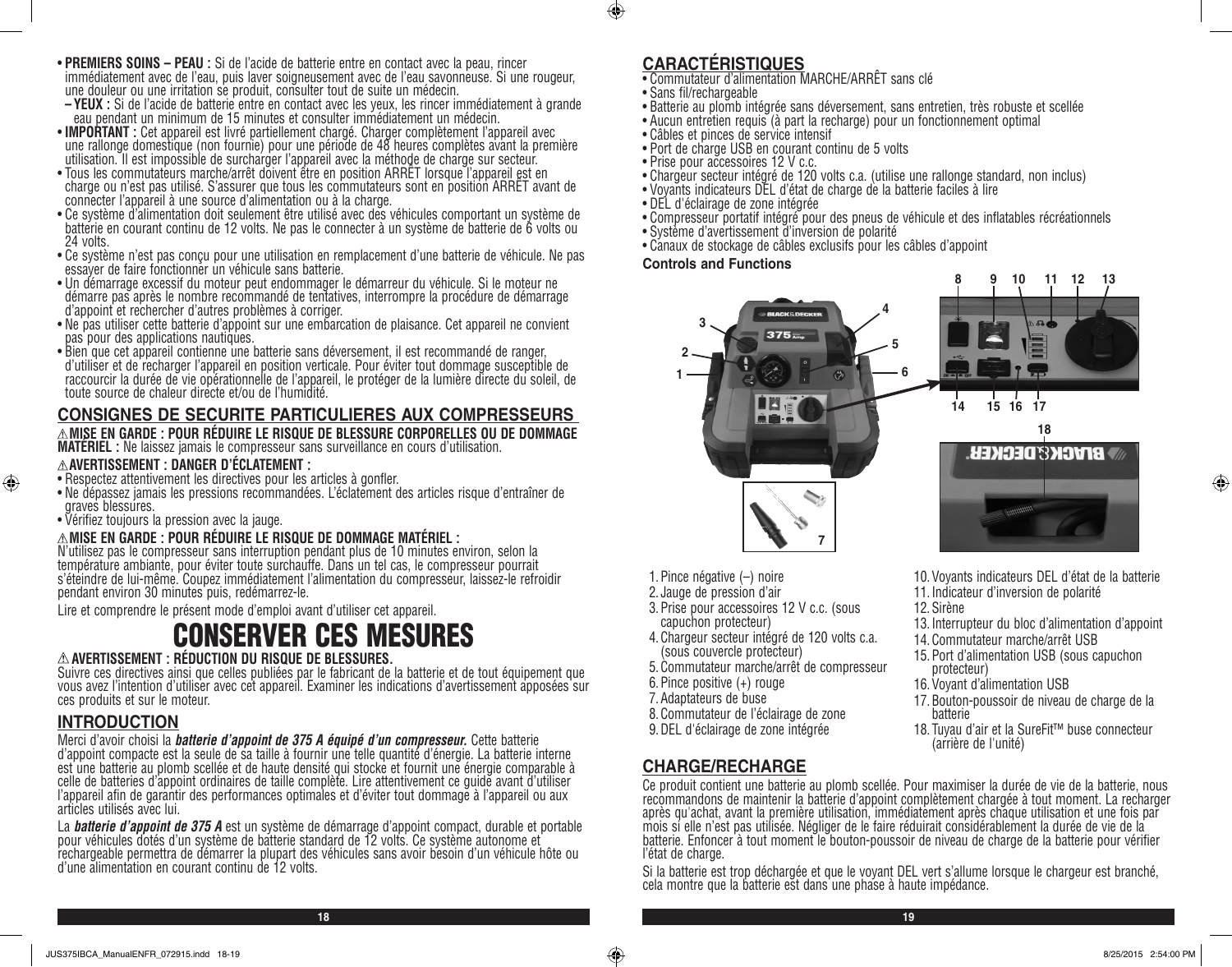- **PREMIERS SOINS – PEAU :** Si de l'acide de batterie entre en contact avec la peau, rincer immédiatement avec de l'eau, puis laver soigneusement avec de l'eau savonneuse. Si une rougeur, une douleur ou une irritation se produit, consulter tout de suite un médecin.
  - **YEUX :** Si de l'acide de batterie entre en contact avec les yeux, les rincer immédiatement à grande eau pendant un minimum de 15 minutes et consulter immédiatement un médecin.
- **IMPORTANT :** Cet appareil est livré partiellement chargé. Charger complètement l'appareil avec une rallonge domestique (non fournie) pour une période de 48 heures complètes avant la première utilisation. Il est impossible de surcharger l'appareil avec la méthode de charge sur secteur.
- Tous les commutateurs marche/arrêt doivent être en position ARRÊT lorsque l'appareil est en charge ou n'est pas utilisé. S'assurer que tous les commutateurs sont en position ARRÊT avant de connecter l'appareil à une source d'alimentation ou à la charge.
- Ce système d'alimentation doit seulement être utilisé avec des véhicules comportant un système de batterie en courant continu de 12 volts. Ne pas le connecter à un système de batterie de 6 volts ou 24 volts.
- Ce système n'est pas conçu pour une utilisation en remplacement d'une batterie de véhicule. Ne pas essayer de faire fonctionner un véhicule sans batterie.
- Un démarrage excessif du moteur peut endommager le démarreur du véhicule. Si le moteur ne démarre pas après le nombre recommandé de tentatives, interrompre la procédure de démarrage d'appoint et rechercher d'autres problèmes à corriger.
- Ne pas utiliser cette batterie d'appoint sur une embarcation de plaisance. Cet appareil ne convient pas pour des applications nautiques.
- Bien que cet appareil contienne une batterie sans déversement, il est recommandé de ranger, d'utiliser et de recharger l'appareil en position verticale. Pour éviter tout dommage susceptible de raccourcir la durée de vie opérationnelle de l'appareil, le protéger de la lumière directe du soleil, de toute source de chaleur directe et/ou de l'humidité.

## CONSIGNES DE SECURITE PARTICULIERES AUX COMPRESSEURS

⚠**MISE EN GARDE : POUR RÉDUIRE LE RISQUE DE BLESSURE CORPORELLES OU DE DOMMAGE MATÉRIEL :** Ne laissez jamais le compresseur sans surveillance en cours d'utilisation.

⚠**AVERTISSEMENT : DANGER D'ÉCLATEMENT :**

- Respectez attentivement les directives pour les articles à gonfler.
- Ne dépassez jamais les pressions recommandées. L'éclatement des articles risque d'entraîner de graves blessures.
- Vérifiez toujours la pression avec la jauge.

⚠**MISE EN GARDE : POUR RÉDUIRE LE RISQUE DE DOMMAGE MATÉRIEL :**
N'utilisez pas le compresseur sans interruption pendant plus de 10 minutes environ, selon la température ambiante, pour éviter toute surchauffe. Dans un tel cas, le compresseur pourrait s'éteindre de lui-même. Coupez immédiatement l'alimentation du compresseur, laissez-le refroidir pendant environ 30 minutes puis, redémarrez-le.

Lire et comprendre le présent mode d'emploi avant d'utiliser cet appareil.

# CONSERVER CES MESURES

⚠ **AVERTISSEMENT : RÉDUCTION DU RISQUE DE BLESSURES.**
Suivre ces directives ainsi que celles publiées par le fabricant de la batterie et de tout équipement que vous avez l'intention d'utiliser avec cet appareil. Examiner les indications d'avertissement apposées sur ces produits et sur le moteur.

## INTRODUCTION

Merci d'avoir choisi la ***batterie d'appoint de 375 A équipé d'un compresseur.*** Cette batterie d'appoint compacte est la seule de sa taille à fournir une telle quantité d'énergie. La batterie interne est une batterie au plomb scellée et de haute densité qui stocke et fournit une énergie comparable à celle de batteries d'appoint ordinaires de taille complète. Lire attentivement ce guide avant d'utiliser l'appareil afin de garantir des performances optimales et d'éviter tout dommage à l'appareil ou aux articles utilisés avec lui.

La ***batterie d'appoint de 375 A*** est un système de démarrage d'appoint compact, durable et portable pour véhicules dotés d'un système de batterie standard de 12 volts. Ce système autonome et rechargeable permettra de démarrer la plupart des véhicules sans avoir besoin d'un véhicule hôte ou d'une alimentation en courant continu de 12 volts.

## CARACTÉRISTIQUES

- Commutateur d'alimentation MARCHE/ARRÊT sans clé
- Sans fil/rechargeable
- Batterie au plomb intégrée sans déversement, sans entretien, très robuste et scellée
- Aucun entretien requis (à part la recharge) pour un fonctionnement optimal
- Câbles et pinces de service intensif
- Port de charge USB en courant continu de 5 volts
- Prise pour accessoires 12 V c.c.
- Chargeur secteur intégré de 120 volts c.a. (utilise une rallonge standard, non inclus)
- Voyants indicateurs DEL d'état de charge de la batterie faciles à lire
- DEL d'éclairage de zone intégrée
- Compresseur portatif intégré pour des pneus de véhicule et des inflatables récréationnels
- Système d'avertissement d'inversion de polarité
- Canaux de stockage de câbles exclusifs pour les câbles d'appoint

**Controls and Functions**

1. Pince négative (–) noire
2. Jauge de pression d'air
3. Prise pour accessoires 12 V c.c. (sous capuchon protecteur)
4. Chargeur secteur intégré de 120 volts c.a. (sous couvercle protecteur)
5. Commutateur marche/arrêt de compresseur
6. Pince positive (+) rouge
7. Adaptateurs de buse
8. Commutateur de l'éclairage de zone
9. DEL d'éclairage de zone intégrée
10. Voyants indicateurs DEL d'état de la batterie
11. Indicateur d'inversion de polarité
12. Sirène
13. Interrupteur du bloc d'alimentation d'appoint
14. Commutateur marche/arrêt USB
15. Port d'alimentation USB (sous capuchon protecteur)
16. Voyant d'alimentation USB
17. Bouton-poussoir de niveau de charge de la batterie
18. Tuyau d'air et la SureFit™ buse connecteur (arrière de l'unité)

## CHARGE/RECHARGE

Ce produit contient une batterie au plomb scellée. Pour maximiser la durée de vie de la batterie, nous recommandons de maintenir la batterie d'appoint complètement chargée à tout moment. La recharger après qu'achat, avant la première utilisation, immédiatement après chaque utilisation et une fois par mois si elle n'est pas utilisée. Négliger de le faire réduirait considérablement la durée de vie de la batterie. Enfoncer à tout moment le bouton-poussoir de niveau de charge de la batterie pour vérifier l'état de charge.

Si la batterie est trop déchargée et que le voyant DEL vert s'allume lorsque le chargeur est branché, cela montre que la batterie est dans une phase à haute impédance.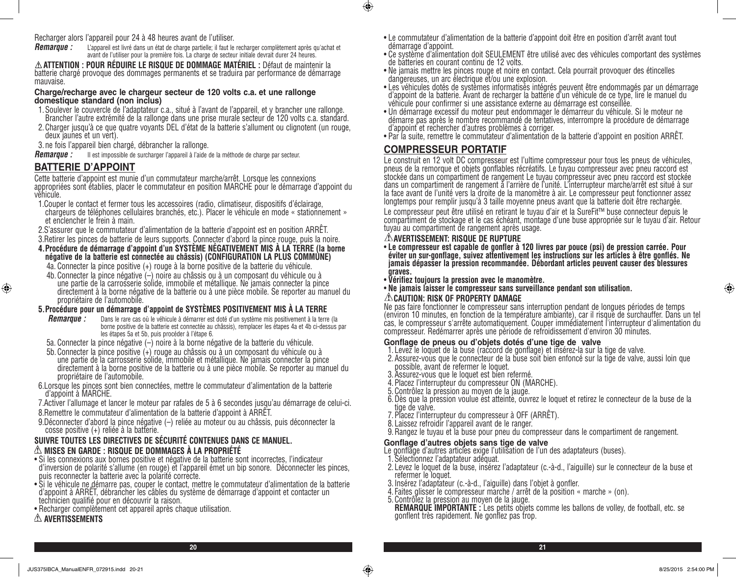Recharger alors l'appareil pour 24 à 48 heures avant de l'utiliser.

***Remarque :*** L'appareil est livré dans un état de charge partielle; il faut le recharger complètement après qu'achat et avant de l'utiliser pour la première fois. La charge de secteur initiale devrait durer 24 heures.

⚠ **ATTENTION : POUR RÉDUIRE LE RISQUE DE DOMMAGE MATÉRIEL :** Défaut de maintenir la batterie chargé provoque des dommages permanents et se traduira par performance de démarrage mauvaise.

**Charge/recharge avec le chargeur secteur de 120 volts c.a. et une rallonge domestique standard (non inclus)**

1. Soulever le couvercle de l'adaptateur c.a., situé à l'avant de l'appareil, et y brancher une rallonge. Brancher l'autre extrémité de la rallonge dans une prise murale secteur de 120 volts c.a. standard.
2. Charger jusqu'à ce que quatre voyants DEL d'état de la batterie s'allument ou clignotent (un rouge, deux jaunes et un vert).
3. ne fois l'appareil bien chargé, débrancher la rallonge.

***Remarque :*** Il est impossible de surcharger l'appareil à l'aide de la méthode de charge par secteur.

## BATTERIE D'APPOINT

Cette batterie d'appoint est munie d'un commutateur marche/arrêt. Lorsque les connexions appropriées sont établies, placer le commutateur en position MARCHE pour le démarrage d'appoint du véhicule.

1. Couper le contact et fermer tous les accessoires (radio, climatiseur, dispositifs d'éclairage, chargeurs de téléphones cellulaires branchés, etc.). Placer le véhicule en mode « stationnement » et enclencher le frein à main.
2. S'assurer que le commutateur d'alimentation de la batterie d'appoint est en position ARRÊT.
3. Retirer les pinces de batterie de leurs supports. Connecter d'abord la pince rouge, puis la noire.
4. **Procédure de démarrage d'appoint d'un SYSTÈME NÉGATIVEMENT MIS À LA TERRE (la borne négative de la batterie est connectée au châssis) (CONFIGURATION LA PLUS COMMUNE)**
   - 4a. Connecter la pince positive (+) rouge à la borne positive de la batterie du véhicule.
   - 4b. Connecter la pince négative (–) noire au châssis ou à un composant du véhicule ou à une partie de la carrosserie solide, immobile et métallique. Ne jamais connecter la pince directement à la borne négative de la batterie ou à une pièce mobile. Se reporter au manuel du propriétaire de l'automobile.
5. **Procédure pour un démarrage d'appoint de SYSTÈMES POSITIVEMENT MIS À LA TERRE**

   ***Remarque :*** Dans le rare cas où le véhicule à démarrer est doté d'un système mis positivement à la terre (la borne positive de la batterie est connectée au châssis), remplacer les étapes 4a et 4b ci-dessus par les étapes 5a et 5b, puis procéder à l'étape 6.

   - 5a. Connecter la pince négative (–) noire à la borne négative de la batterie du véhicule.
   - 5b. Connecter la pince positive (+) rouge au châssis ou à un composant du véhicule ou à une partie de la carrosserie solide, immobile et métallique. Ne jamais connecter la pince directement à la borne positive de la batterie ou à une pièce mobile. Se reporter au manuel du propriétaire de l'automobile.
6. Lorsque les pinces sont bien connectées, mettre le commutateur d'alimentation de la batterie d'appoint à MARCHE.
7. Activer l'allumage et lancer le moteur par rafales de 5 à 6 secondes jusqu'au démarrage de celui-ci.
8. Remettre le commutateur d'alimentation de la batterie d'appoint à ARRÊT.
9. Déconnecter d'abord la pince négative (–) reliée au moteur ou au châssis, puis déconnecter la cosse positive (+) reliée à la batterie.

**SUIVRE TOUTES LES DIRECTIVES DE SÉCURITÉ CONTENUES DANS CE MANUEL.**

⚠ **MISES EN GARDE : RISQUE DE DOMMAGES À LA PROPRIÉTÉ**

- Si les connexions aux bornes positive et négative de la batterie sont incorrectes, l'indicateur d'inversion de polarité s'allume (en rouge) et l'appareil émet un bip sonore. Déconnecter les pinces, puis reconnecter la batterie avec la polarité correcte.
- Si le véhicule ne démarre pas, couper le contact, mettre le commutateur d'alimentation de la batterie d'appoint à ARRÊT, débrancher les câbles du système de démarrage d'appoint et contacter un technicien qualifié pour en découvrir la raison.
- Recharger complètement cet appareil après chaque utilisation.

⚠ **AVERTISSEMENTS**

- Le commutateur d'alimentation de la batterie d'appoint doit être en position d'arrêt avant tout démarrage d'appoint.
- Ce système d'alimentation doit SEULEMENT être utilisé avec des véhicules comportant des systèmes de batteries en courant continu de 12 volts.
- Ne jamais mettre les pinces rouge et noire en contact. Cela pourrait provoquer des étincelles dangereuses, un arc électrique et/ou une explosion.
- Les véhicules dotés de systèmes informatisés intégrés peuvent être endommagés par un démarrage d'appoint de la batterie. Avant de recharger la batterie d'un véhicule de ce type, lire le manuel du véhicule pour confirmer si une assistance externe au démarrage est conseillée.
- Un démarrage excessif du moteur peut endommager le démarreur du véhicule. Si le moteur ne démarre pas après le nombre recommandé de tentatives, interrompre la procédure de démarrage d'appoint et rechercher d'autres problèmes à corriger.
- Par la suite, remettre le commutateur d'alimentation de la batterie d'appoint en position ARRÊT.

## COMPRESSEUR PORTATIF

Le construit en 12 volt DC compresseur est l'ultime compresseur pour tous les pneus de véhicules, pneus de la remorque et objets gonflables récréatifs. Le tuyau compresseur avec pneu raccord est stockée dans un compartiment de rangement Le tuyau compresseur avec pneu raccord est stockée dans un compartiment de rangement à l'arrière de l'unité. L'interrupteur marche/arrêt est situé à sur la face avant de l'unité vers la droite de la manomètre à air. Le compresseur peut fonctionner assez longtemps pour remplir jusqu'à 3 taille moyenne pneus avant que la batterie doit être rechargée.

Le compresseur peut être utilisé en retirant le tuyau d'air et la SureFit™ buse connecteur depuis le compartiment de stockage et le cas échéant, montage d'une buse appropriée sur le tuyau d'air. Retour tuyau au compartiment de rangement après usage.

⚠ **AVERTISSEMENT: RISQUE DE RUPTURE**

- **Le compresseur est capable de gonfler à 120 livres par pouce (psi) de pression carrée. Pour éviter un sur-gonflage, suivez attentivement les instructions sur les articles à être gonflés. Ne jamais dépasser la pression recommandée. Débordant articles peuvent causer des blessures graves.**
- **Vérifiez toujours la pression avec le manomètre.**
- **Ne jamais laisser le compresseur sans surveillance pendant son utilisation.**

⚠ **CAUTION: RISK OF PROPERTY DAMAGE**

Ne pas faire fonctionner le compresseur sans interruption pendant de longues périodes de temps (environ 10 minutes, en fonction de la température ambiante), car il risque de surchauffer. Dans un tel cas, le compresseur s'arrête automatiquement. Couper immédiatement l'interrupteur d'alimentation du compresseur. Redémarrer après une période de refroidissement d'environ 30 minutes.

**Gonflage de pneus ou d'objets dotés d'une tige de valve**

1. Levez le loquet de la buse (raccord de gonflage) et insérez-la sur la tige de valve.
2. Assurez-vous que le connecteur de la buse soit bien enfoncé sur la tige de valve, aussi loin que possible, avant de refermer le loquet.
3. Assurez-vous que le loquet est bien refermé.
4. Placez l'interrupteur du compresseur ON (MARCHE).
5. Contrôlez la pression au moyen de la jauge.
6. Dès que la pression voulue est atteinte, ouvrez le loquet et retirez le connecteur de la buse de la tige de valve.
7. Placez l'interrupteur du compresseur à OFF (ARRÊT).
8. Laissez refroidir l'appareil avant de le ranger.
9. Rangez le tuyau et la buse pour pneu du compresseur dans le compartiment de rangement.

**Gonflage d'autres objets sans tige de valve**

Le gonflage d'autres articles exige l'utilisation de l'un des adaptateurs (buses).

1. Sélectionnez l'adaptateur adéquat.
2. Levez le loquet de la buse, insérez l'adaptateur (c.-à-d., l'aiguille) sur le connecteur de la buse et refermer le loquet.
3. Insérez l'adaptateur (c.-à-d., l'aiguille) dans l'objet à gonfler.
4. Faites glisser le compresseur marche / arrêt de la position « marche » (on).
5. Contrôlez la pression au moyen de la jauge.

   **REMARQUE IMPORTANTE :** Les petits objets comme les ballons de volley, de football, etc. se gonflent très rapidement. Ne gonflez pas trop.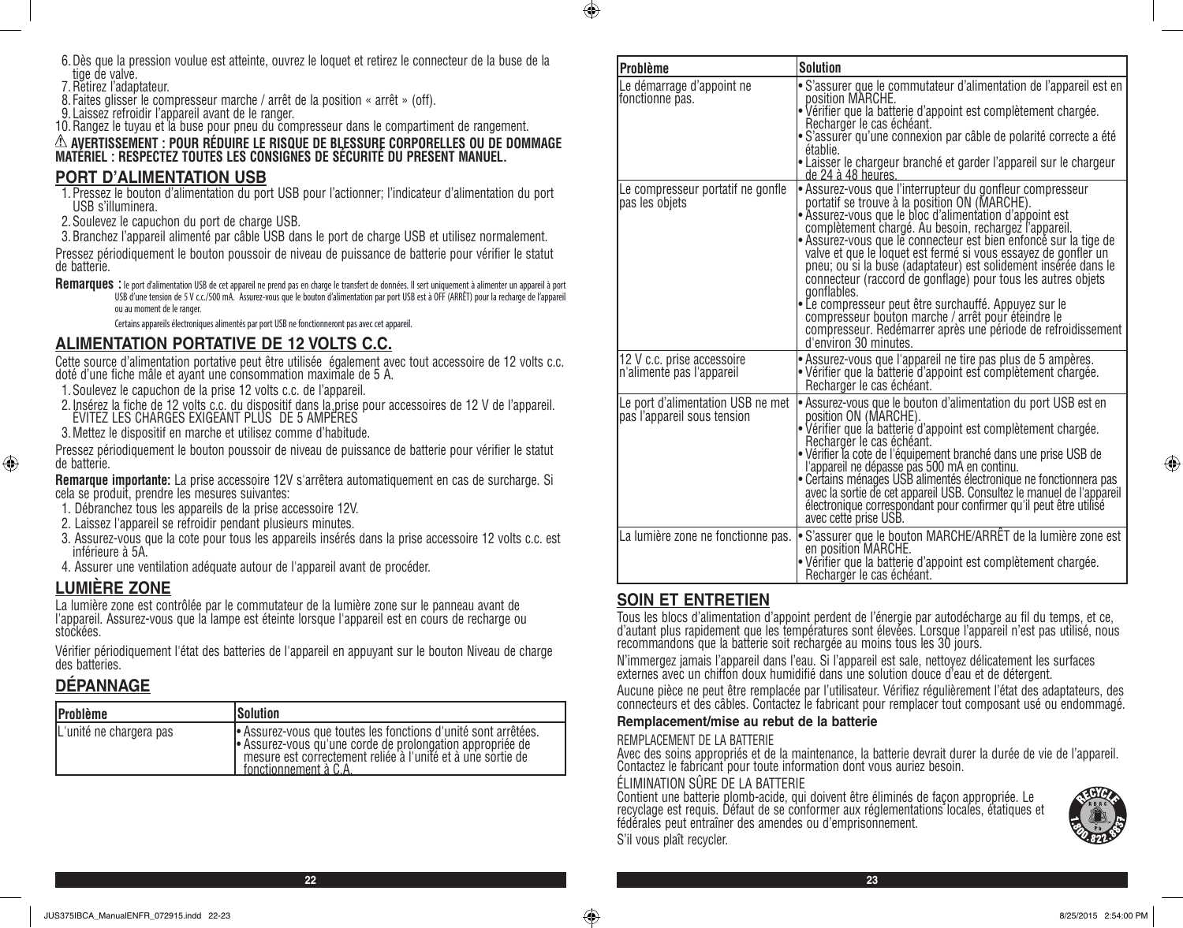6. Dès que la pression voulue est atteinte, ouvrez le loquet et retirez le connecteur de la buse de la tige de valve.
7. Retirez l'adaptateur.
8. Faites glisser le compresseur marche / arrêt de la position « arrêt » (off).
9. Laissez refroidir l'appareil avant de le ranger.
10. Rangez le tuyau et la buse pour pneu du compresseur dans le compartiment de rangement.

⚠ **AVERTISSEMENT : POUR RÉDUIRE LE RISQUE DE BLESSURE CORPORELLES OU DE DOMMAGE MATÉRIEL : RESPECTEZ TOUTES LES CONSIGNES DE SÉCURITÉ DU PRESENT MANUEL.**

## PORT D'ALIMENTATION USB

1. Pressez le bouton d'alimentation du port USB pour l'actionner; l'indicateur d'alimentation du port USB s'illuminera.
2. Soulevez le capuchon du port de charge USB.
3. Branchez l'appareil alimenté par câble USB dans le port de charge USB et utilisez normalement.

Pressez périodiquement le bouton poussoir de niveau de puissance de batterie pour vérifier le statut de batterie.

**Remarques :** le port d'alimentation USB de cet appareil ne prend pas en charge le transfert de données. Il sert uniquement à alimenter un appareil à port USB d'une tension de 5 V c.c./500 mA. Assurez-vous que le bouton d'alimentation par port USB est à OFF (ARRÊT) pour la recharge de l'appareil ou au moment de le ranger.

Certains appareils électroniques alimentés par port USB ne fonctionneront pas avec cet appareil.

## ALIMENTATION PORTATIVE DE 12 VOLTS C.C.

Cette source d'alimentation portative peut être utilisée également avec tout accessoire de 12 volts c.c. doté d'une fiche mâle et ayant une consommation maximale de 5 A.

1. Soulevez le capuchon de la prise 12 volts c.c. de l'appareil.
2. Insérez la fiche de 12 volts c.c. du dispositif dans la prise pour accessoires de 12 V de l'appareil. ÉVITEZ LES CHARGES EXIGEANT PLUS DE 5 AMPÈRES
3. Mettez le dispositif en marche et utilisez comme d'habitude.

Pressez périodiquement le bouton poussoir de niveau de puissance de batterie pour vérifier le statut de batterie.

**Remarque importante:** La prise accessoire 12V s'arrêtera automatiquement en cas de surcharge. Si cela se produit, prendre les mesures suivantes:

1. Débranchez tous les appareils de la prise accessoire 12V.
2. Laissez l'appareil se refroidir pendant plusieurs minutes.
3. Assurez-vous que la cote pour tous les appareils insérés dans la prise accessoire 12 volts c.c. est inférieure à 5A.
4. Assurer une ventilation adéquate autour de l'appareil avant de procéder.

## LUMIÈRE ZONE

La lumière zone est contrôlée par le commutateur de la lumière zone sur le panneau avant de l'appareil. Assurez-vous que la lampe est éteinte lorsque l'appareil est en cours de recharge ou stockées.

Vérifier périodiquement l'état des batteries de l'appareil en appuyant sur le bouton Niveau de charge des batteries.

## DÉPANNAGE

| Problème | Solution |
|---|---|
| L'unité ne chargera pas | • Assurez-vous que toutes les fonctions d'unité sont arrêtées.<br>• Assurez-vous qu'une corde de prolongation appropriée de mesure est correctement reliée à l'unité et à une sortie de fonctionnement à C.A. |
| Le démarrage d'appoint ne fonctionne pas. | • S'assurer que le commutateur d'alimentation de l'appareil est en position MARCHE.<br>• Vérifier que la batterie d'appoint est complètement chargée. Recharger le cas échéant.<br>• S'assurer qu'une connexion par câble de polarité correcte a été établie.<br>• Laisser le chargeur branché et garder l'appareil sur le chargeur de 24 à 48 heures. |
| Le compresseur portatif ne gonfle pas les objets | • Assurez-vous que l'interrupteur du gonfleur compresseur portatif se trouve à la position ON (MARCHE).<br>• Assurez-vous que le bloc d'alimentation d'appoint est complètement chargé. Au besoin, rechargez l'appareil.<br>• Assurez-vous que le connecteur est bien enfoncé sur la tige de valve et que le loquet est fermé si vous essayez de gonfler un pneu; ou si la buse (adaptateur) est solidement insérée dans le connecteur (raccord de gonflage) pour tous les autres objets gonflables.<br>• Le compresseur peut être surchauffé. Appuyez sur le compresseur bouton marche / arrêt pour éteindre le compresseur. Redémarrer après une période de refroidissement d'environ 30 minutes. |
| 12 V c.c. prise accessoire n'alimente pas l'appareil | • Assurez-vous que l'appareil ne tire pas plus de 5 ampères.<br>• Vérifier que la batterie d'appoint est complètement chargée. Recharger le cas échéant. |
| Le port d'alimentation USB ne met pas l'appareil sous tension | • Assurez-vous que le bouton d'alimentation du port USB est en position ON (MARCHE).<br>• Vérifier que la batterie d'appoint est complètement chargée. Recharger le cas échéant.<br>• Vérifier la cote de l'équipement branché dans une prise USB de l'appareil ne dépasse pas 500 mA en continu.<br>• Certains ménages USB alimentés électronique ne fonctionnera pas avec la sortie de cet appareil USB. Consultez le manuel de l'appareil électronique correspondant pour confirmer qu'il peut être utilisé avec cette prise USB. |
| La lumière zone ne fonctionne pas. | • S'assurer que le bouton MARCHE/ARRÊT de la lumière zone est en position MARCHE.<br>• Vérifier que la batterie d'appoint est complètement chargée. Recharger le cas échéant. |

## SOIN ET ENTRETIEN

Tous les blocs d'alimentation d'appoint perdent de l'énergie par autodécharge au fil du temps, et ce, d'autant plus rapidement que les températures sont élevées. Lorsque l'appareil n'est pas utilisé, nous recommandons que la batterie soit rechargée au moins tous les 30 jours.

N'immergez jamais l'appareil dans l'eau. Si l'appareil est sale, nettoyez délicatement les surfaces externes avec un chiffon doux humidifié dans une solution douce d'eau et de détergent.

Aucune pièce ne peut être remplacée par l'utilisateur. Vérifiez régulièrement l'état des adaptateurs, des connecteurs et des câbles. Contactez le fabricant pour remplacer tout composant usé ou endommagé.

**Remplacement/mise au rebut de la batterie**

REMPLACEMENT DE LA BATTERIE

Avec des soins appropriés et de la maintenance, la batterie devrait durer la durée de vie de l'appareil. Contactez le fabricant pour toute information dont vous auriez besoin.

ÉLIMINATION SÛRE DE LA BATTERIE

Contient une batterie plomb-acide, qui doivent être éliminés de façon appropriée. Le recyclage est requis. Défaut de se conformer aux réglementations locales, étatiques et fédérales peut entraîner des amendes ou d'emprisonnement.

S'il vous plaît recycler.

RECYCLE 1.800.822.8837